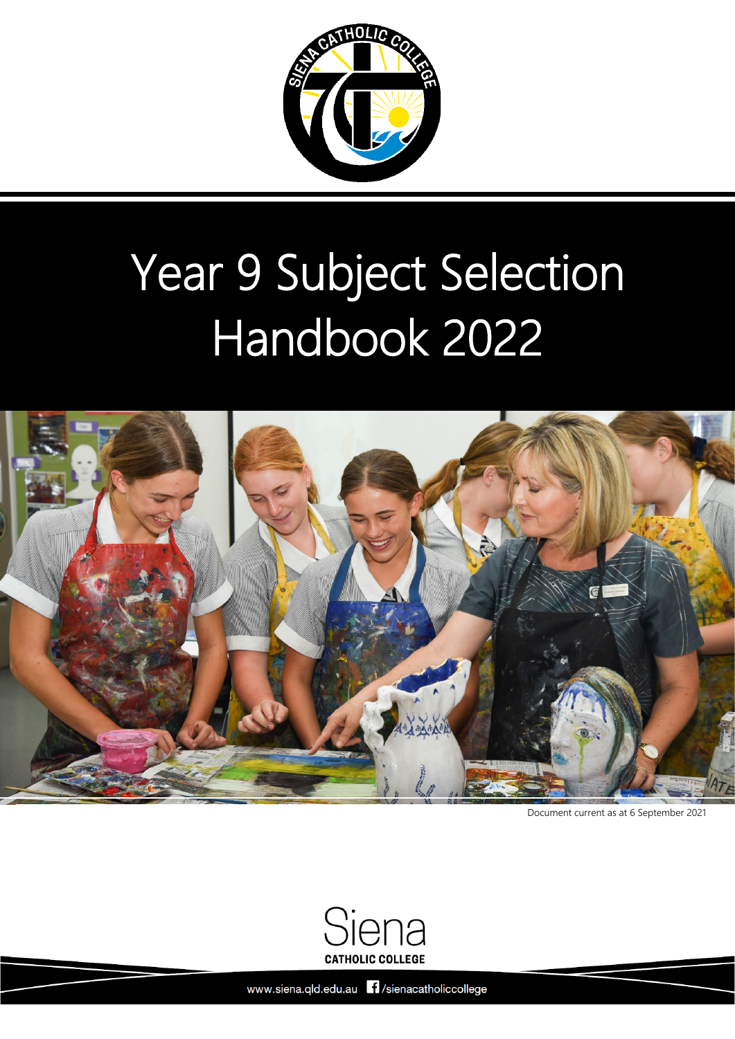# Year 9 Subject Selection Handbook 2022

Document current as at 6 September 2021

Siena
CATHOLIC COLLEGE

www.siena.qld.edu.au /sienacatholiccollege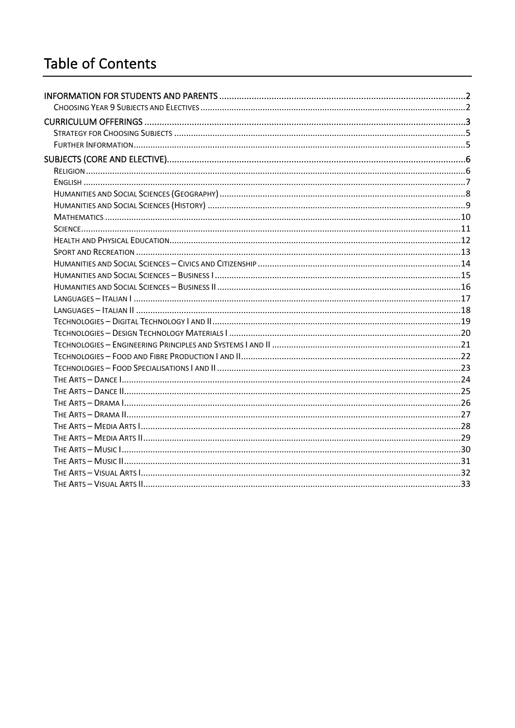# Table of Contents

INFORMATION FOR STUDENTS AND PARENTS ..... 2
- Choosing Year 9 Subjects and Electives ..... 2

CURRICULUM OFFERINGS ..... 3
- Strategy for Choosing Subjects ..... 5
- Further Information ..... 5

SUBJECTS (CORE AND ELECTIVE) ..... 6
- Religion ..... 6
- English ..... 7
- Humanities and Social Sciences (Geography) ..... 8
- Humanities and Social Sciences (History) ..... 9
- Mathematics ..... 10
- Science ..... 11
- Health and Physical Education ..... 12
- Sport and Recreation ..... 13
- Humanities and Social Sciences – Civics and Citizenship ..... 14
- Humanities and Social Sciences – Business I ..... 15
- Humanities and Social Sciences – Business II ..... 16
- Languages – Italian I ..... 17
- Languages – Italian II ..... 18
- Technologies – Digital Technology I and II ..... 19
- Technologies – Design Technology Materials I ..... 20
- Technologies – Engineering Principles and Systems I and II ..... 21
- Technologies – Food and Fibre Production I and II ..... 22
- Technologies – Food Specialisations I and II ..... 23
- The Arts – Dance I ..... 24
- The Arts – Dance II ..... 25
- The Arts – Drama I ..... 26
- The Arts – Drama II ..... 27
- The Arts – Media Arts I ..... 28
- The Arts – Media Arts II ..... 29
- The Arts – Music I ..... 30
- The Arts – Music II ..... 31
- The Arts – Visual Arts I ..... 32
- The Arts – Visual Arts II ..... 33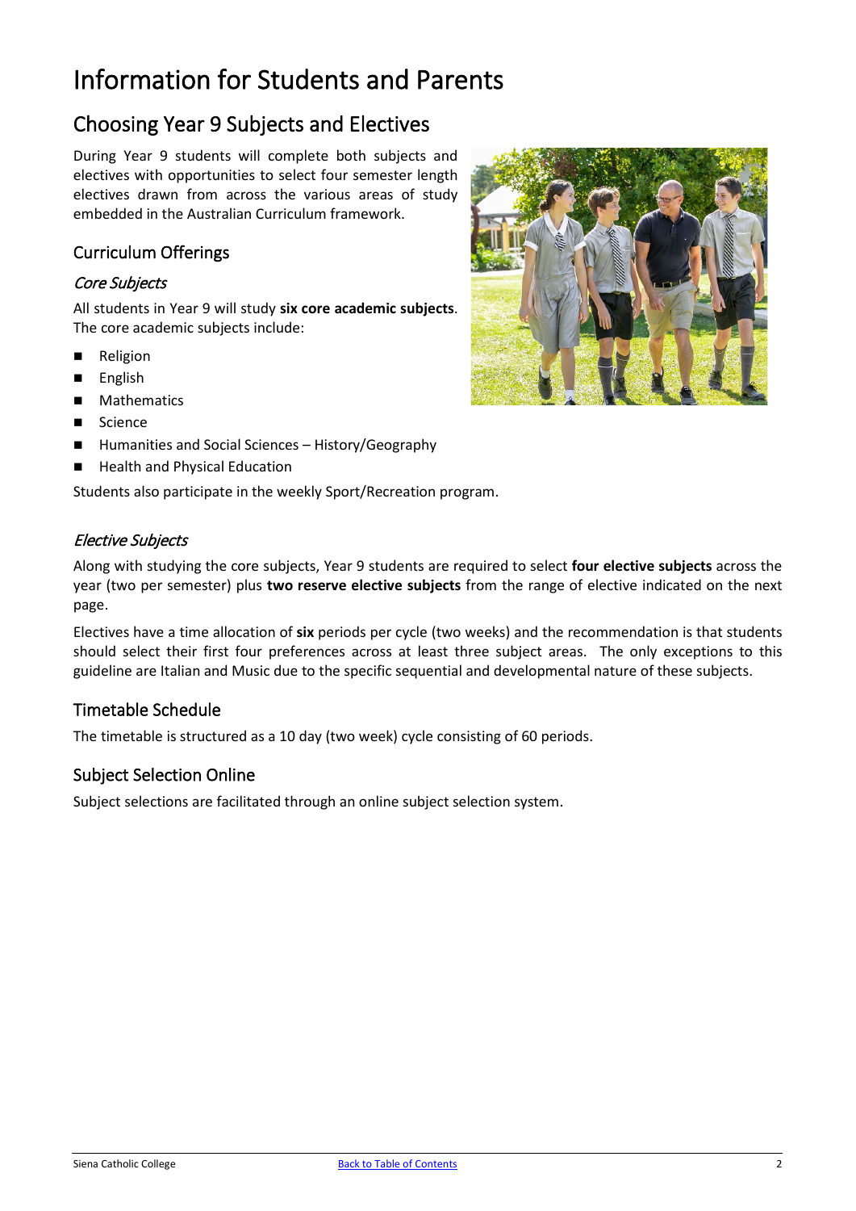# Information for Students and Parents

## Choosing Year 9 Subjects and Electives

During Year 9 students will complete both subjects and electives with opportunities to select four semester length electives drawn from across the various areas of study embedded in the Australian Curriculum framework.

### Curriculum Offerings

#### *Core Subjects*

All students in Year 9 will study **six core academic subjects**. The core academic subjects include:

- Religion
- English
- Mathematics
- Science
- Humanities and Social Sciences – History/Geography
- Health and Physical Education

Students also participate in the weekly Sport/Recreation program.

#### *Elective Subjects*

Along with studying the core subjects, Year 9 students are required to select **four elective subjects** across the year (two per semester) plus **two reserve elective subjects** from the range of elective indicated on the next page.

Electives have a time allocation of **six** periods per cycle (two weeks) and the recommendation is that students should select their first four preferences across at least three subject areas. The only exceptions to this guideline are Italian and Music due to the specific sequential and developmental nature of these subjects.

### Timetable Schedule

The timetable is structured as a 10 day (two week) cycle consisting of 60 periods.

### Subject Selection Online

Subject selections are facilitated through an online subject selection system.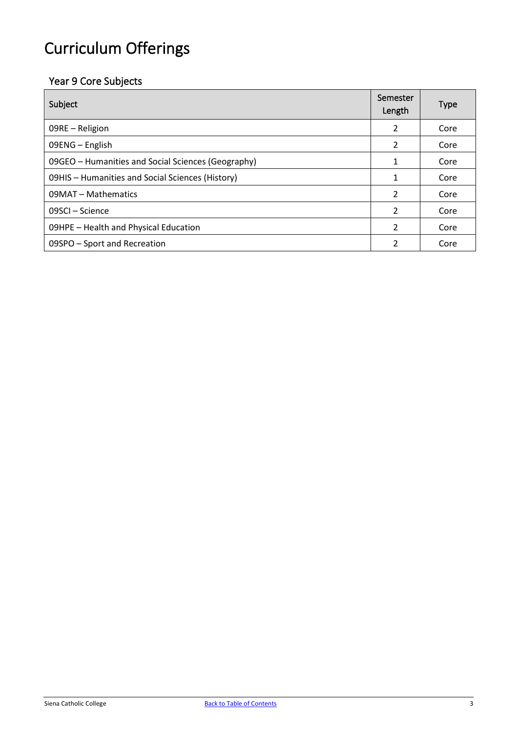# Curriculum Offerings

## Year 9 Core Subjects

| Subject | Semester Length | Type |
| --- | --- | --- |
| 09RE – Religion | 2 | Core |
| 09ENG – English | 2 | Core |
| 09GEO – Humanities and Social Sciences (Geography) | 1 | Core |
| 09HIS – Humanities and Social Sciences (History) | 1 | Core |
| 09MAT – Mathematics | 2 | Core |
| 09SCI – Science | 2 | Core |
| 09HPE – Health and Physical Education | 2 | Core |
| 09SPO – Sport and Recreation | 2 | Core |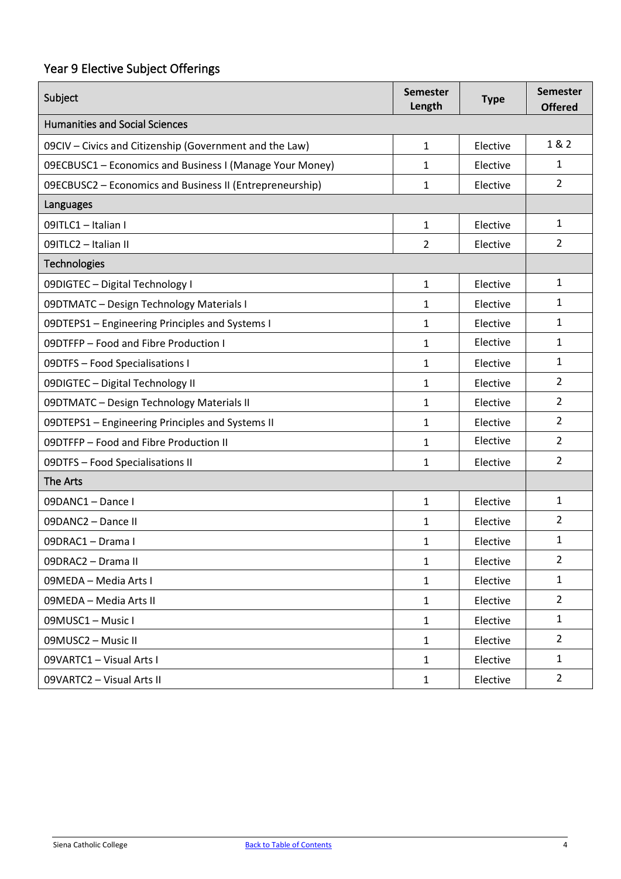## Year 9 Elective Subject Offerings

| Subject | Semester Length | Type | Semester Offered |
|---|---|---|---|
| Humanities and Social Sciences | | | |
| 09CIV – Civics and Citizenship (Government and the Law) | 1 | Elective | 1 & 2 |
| 09ECBUSC1 – Economics and Business I (Manage Your Money) | 1 | Elective | 1 |
| 09ECBUSC2 – Economics and Business II (Entrepreneurship) | 1 | Elective | 2 |
| Languages | | | |
| 09ITLC1 – Italian I | 1 | Elective | 1 |
| 09ITLC2 – Italian II | 2 | Elective | 2 |
| Technologies | | | |
| 09DIGTEC – Digital Technology I | 1 | Elective | 1 |
| 09DTMATC – Design Technology Materials I | 1 | Elective | 1 |
| 09DTEPS1 – Engineering Principles and Systems I | 1 | Elective | 1 |
| 09DTFFP – Food and Fibre Production I | 1 | Elective | 1 |
| 09DTFS – Food Specialisations I | 1 | Elective | 1 |
| 09DIGTEC – Digital Technology II | 1 | Elective | 2 |
| 09DTMATC – Design Technology Materials II | 1 | Elective | 2 |
| 09DTEPS1 – Engineering Principles and Systems II | 1 | Elective | 2 |
| 09DTFFP – Food and Fibre Production II | 1 | Elective | 2 |
| 09DTFS – Food Specialisations II | 1 | Elective | 2 |
| The Arts | | | |
| 09DANC1 – Dance I | 1 | Elective | 1 |
| 09DANC2 – Dance II | 1 | Elective | 2 |
| 09DRAC1 – Drama I | 1 | Elective | 1 |
| 09DRAC2 – Drama II | 1 | Elective | 2 |
| 09MEDA – Media Arts I | 1 | Elective | 1 |
| 09MEDA – Media Arts II | 1 | Elective | 2 |
| 09MUSC1 – Music I | 1 | Elective | 1 |
| 09MUSC2 – Music II | 1 | Elective | 2 |
| 09VARTC1 – Visual Arts I | 1 | Elective | 1 |
| 09VARTC2 – Visual Arts II | 1 | Elective | 2 |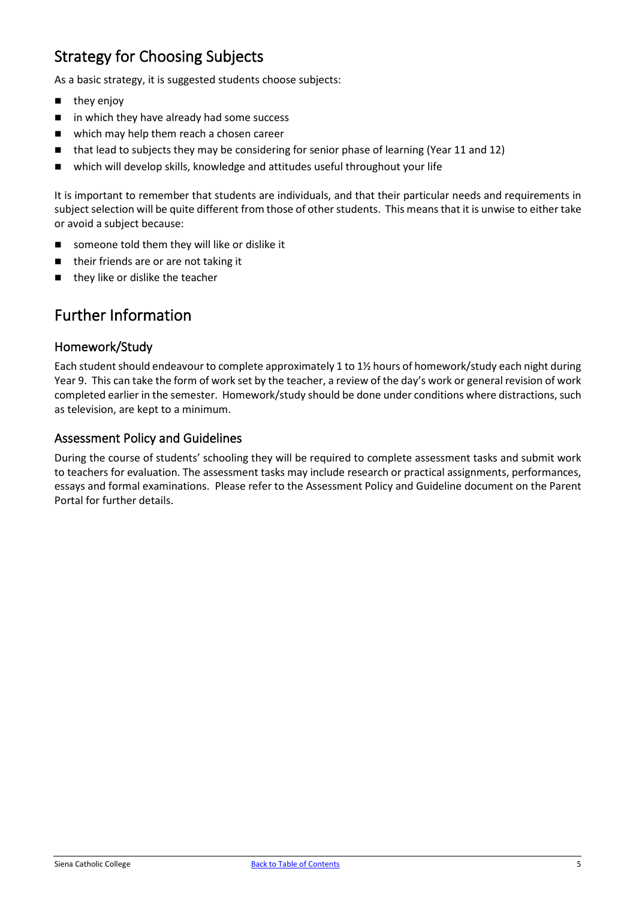## Strategy for Choosing Subjects

As a basic strategy, it is suggested students choose subjects:

- they enjoy
- in which they have already had some success
- which may help them reach a chosen career
- that lead to subjects they may be considering for senior phase of learning (Year 11 and 12)
- which will develop skills, knowledge and attitudes useful throughout your life

It is important to remember that students are individuals, and that their particular needs and requirements in subject selection will be quite different from those of other students. This means that it is unwise to either take or avoid a subject because:

- someone told them they will like or dislike it
- their friends are or are not taking it
- they like or dislike the teacher

## Further Information

### Homework/Study

Each student should endeavour to complete approximately 1 to 1½ hours of homework/study each night during Year 9. This can take the form of work set by the teacher, a review of the day's work or general revision of work completed earlier in the semester. Homework/study should be done under conditions where distractions, such as television, are kept to a minimum.

### Assessment Policy and Guidelines

During the course of students' schooling they will be required to complete assessment tasks and submit work to teachers for evaluation. The assessment tasks may include research or practical assignments, performances, essays and formal examinations. Please refer to the Assessment Policy and Guideline document on the Parent Portal for further details.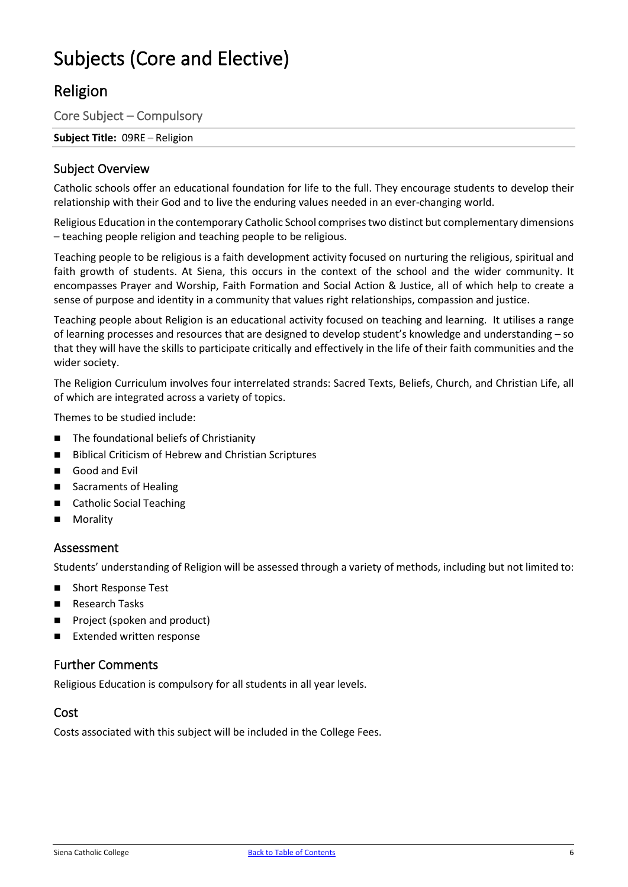# Subjects (Core and Elective)

## Religion

### Core Subject – Compulsory

**Subject Title:** 09RE – Religion

### Subject Overview

Catholic schools offer an educational foundation for life to the full. They encourage students to develop their relationship with their God and to live the enduring values needed in an ever-changing world.

Religious Education in the contemporary Catholic School comprises two distinct but complementary dimensions – teaching people religion and teaching people to be religious.

Teaching people to be religious is a faith development activity focused on nurturing the religious, spiritual and faith growth of students. At Siena, this occurs in the context of the school and the wider community. It encompasses Prayer and Worship, Faith Formation and Social Action & Justice, all of which help to create a sense of purpose and identity in a community that values right relationships, compassion and justice.

Teaching people about Religion is an educational activity focused on teaching and learning. It utilises a range of learning processes and resources that are designed to develop student's knowledge and understanding – so that they will have the skills to participate critically and effectively in the life of their faith communities and the wider society.

The Religion Curriculum involves four interrelated strands: Sacred Texts, Beliefs, Church, and Christian Life, all of which are integrated across a variety of topics.

Themes to be studied include:

- The foundational beliefs of Christianity
- Biblical Criticism of Hebrew and Christian Scriptures
- Good and Evil
- Sacraments of Healing
- Catholic Social Teaching
- Morality

### Assessment

Students' understanding of Religion will be assessed through a variety of methods, including but not limited to:

- Short Response Test
- Research Tasks
- Project (spoken and product)
- Extended written response

### Further Comments

Religious Education is compulsory for all students in all year levels.

### Cost

Costs associated with this subject will be included in the College Fees.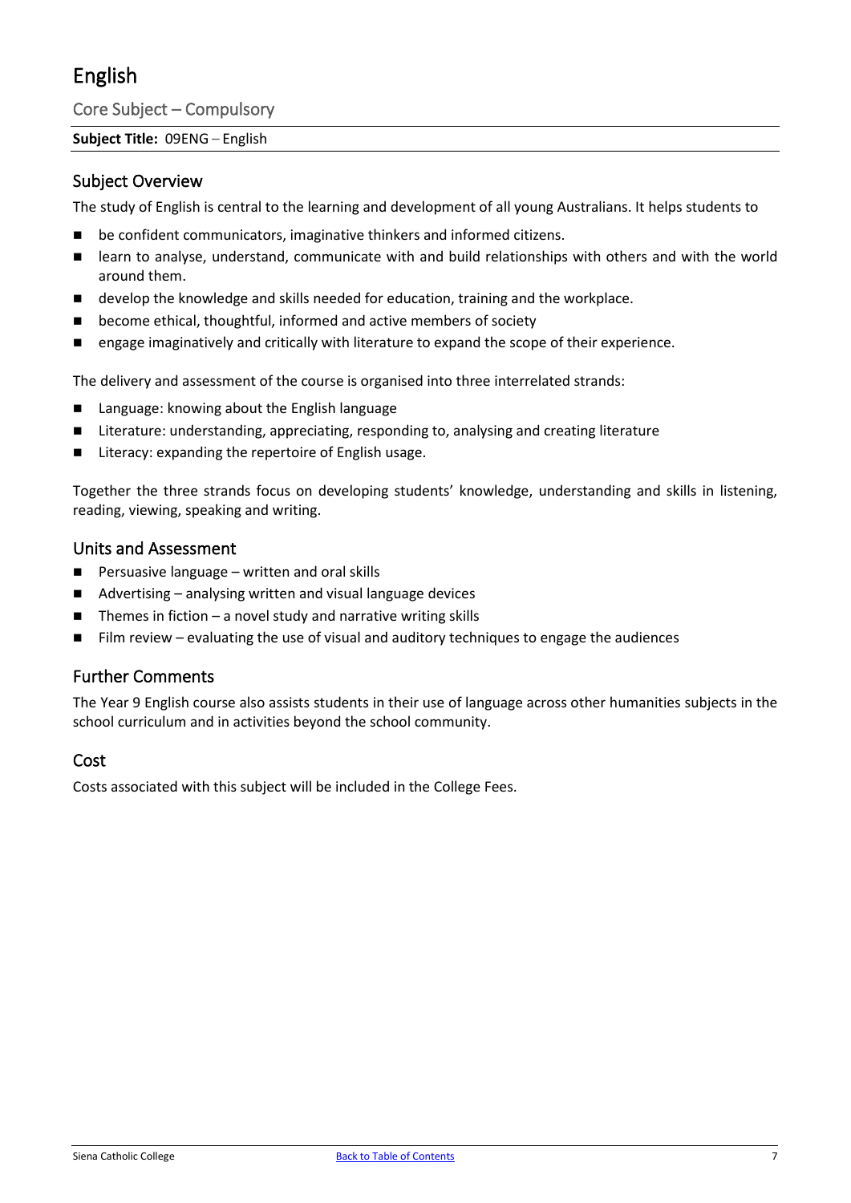# English

## Core Subject – Compulsory

**Subject Title:** 09ENG – English

### Subject Overview

The study of English is central to the learning and development of all young Australians. It helps students to

- be confident communicators, imaginative thinkers and informed citizens.
- learn to analyse, understand, communicate with and build relationships with others and with the world around them.
- develop the knowledge and skills needed for education, training and the workplace.
- become ethical, thoughtful, informed and active members of society
- engage imaginatively and critically with literature to expand the scope of their experience.

The delivery and assessment of the course is organised into three interrelated strands:

- Language: knowing about the English language
- Literature: understanding, appreciating, responding to, analysing and creating literature
- Literacy: expanding the repertoire of English usage.

Together the three strands focus on developing students' knowledge, understanding and skills in listening, reading, viewing, speaking and writing.

### Units and Assessment

- Persuasive language – written and oral skills
- Advertising – analysing written and visual language devices
- Themes in fiction – a novel study and narrative writing skills
- Film review – evaluating the use of visual and auditory techniques to engage the audiences

### Further Comments

The Year 9 English course also assists students in their use of language across other humanities subjects in the school curriculum and in activities beyond the school community.

### Cost

Costs associated with this subject will be included in the College Fees.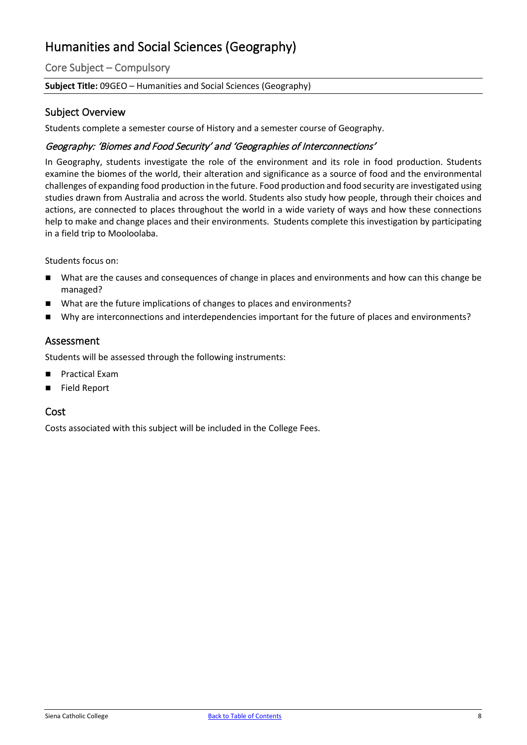# Humanities and Social Sciences (Geography)

## Core Subject – Compulsory

**Subject Title:** 09GEO – Humanities and Social Sciences (Geography)

## Subject Overview

Students complete a semester course of History and a semester course of Geography.

### *Geography: 'Biomes and Food Security' and 'Geographies of Interconnections'*

In Geography, students investigate the role of the environment and its role in food production. Students examine the biomes of the world, their alteration and significance as a source of food and the environmental challenges of expanding food production in the future. Food production and food security are investigated using studies drawn from Australia and across the world. Students also study how people, through their choices and actions, are connected to places throughout the world in a wide variety of ways and how these connections help to make and change places and their environments. Students complete this investigation by participating in a field trip to Mooloolaba.

Students focus on:

- What are the causes and consequences of change in places and environments and how can this change be managed?
- What are the future implications of changes to places and environments?
- Why are interconnections and interdependencies important for the future of places and environments?

## Assessment

Students will be assessed through the following instruments:

- Practical Exam
- Field Report

## Cost

Costs associated with this subject will be included in the College Fees.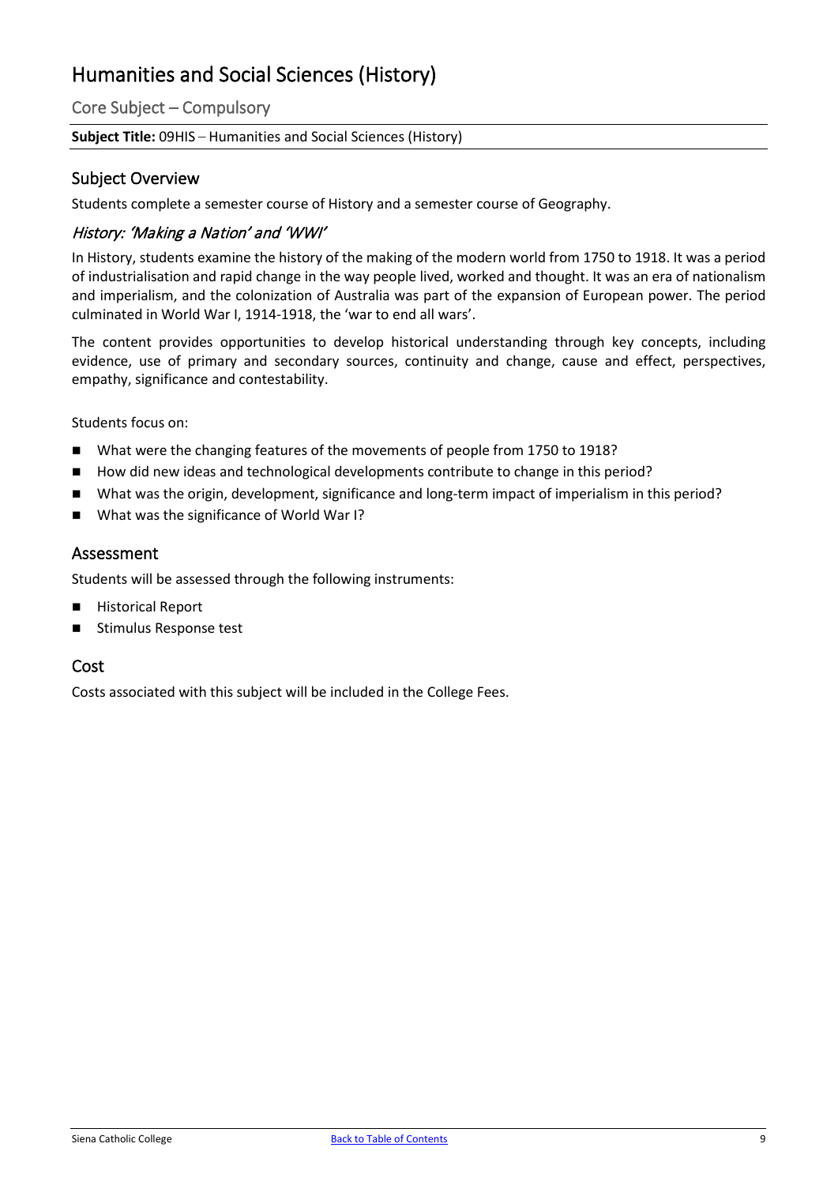# Humanities and Social Sciences (History)

## Core Subject – Compulsory

**Subject Title:** 09HIS – Humanities and Social Sciences (History)

## Subject Overview

Students complete a semester course of History and a semester course of Geography.

### *History: 'Making a Nation' and 'WWI'*

In History, students examine the history of the making of the modern world from 1750 to 1918. It was a period of industrialisation and rapid change in the way people lived, worked and thought. It was an era of nationalism and imperialism, and the colonization of Australia was part of the expansion of European power. The period culminated in World War I, 1914-1918, the 'war to end all wars'.

The content provides opportunities to develop historical understanding through key concepts, including evidence, use of primary and secondary sources, continuity and change, cause and effect, perspectives, empathy, significance and contestability.

Students focus on:

- What were the changing features of the movements of people from 1750 to 1918?
- How did new ideas and technological developments contribute to change in this period?
- What was the origin, development, significance and long-term impact of imperialism in this period?
- What was the significance of World War I?

## Assessment

Students will be assessed through the following instruments:

- Historical Report
- Stimulus Response test

## Cost

Costs associated with this subject will be included in the College Fees.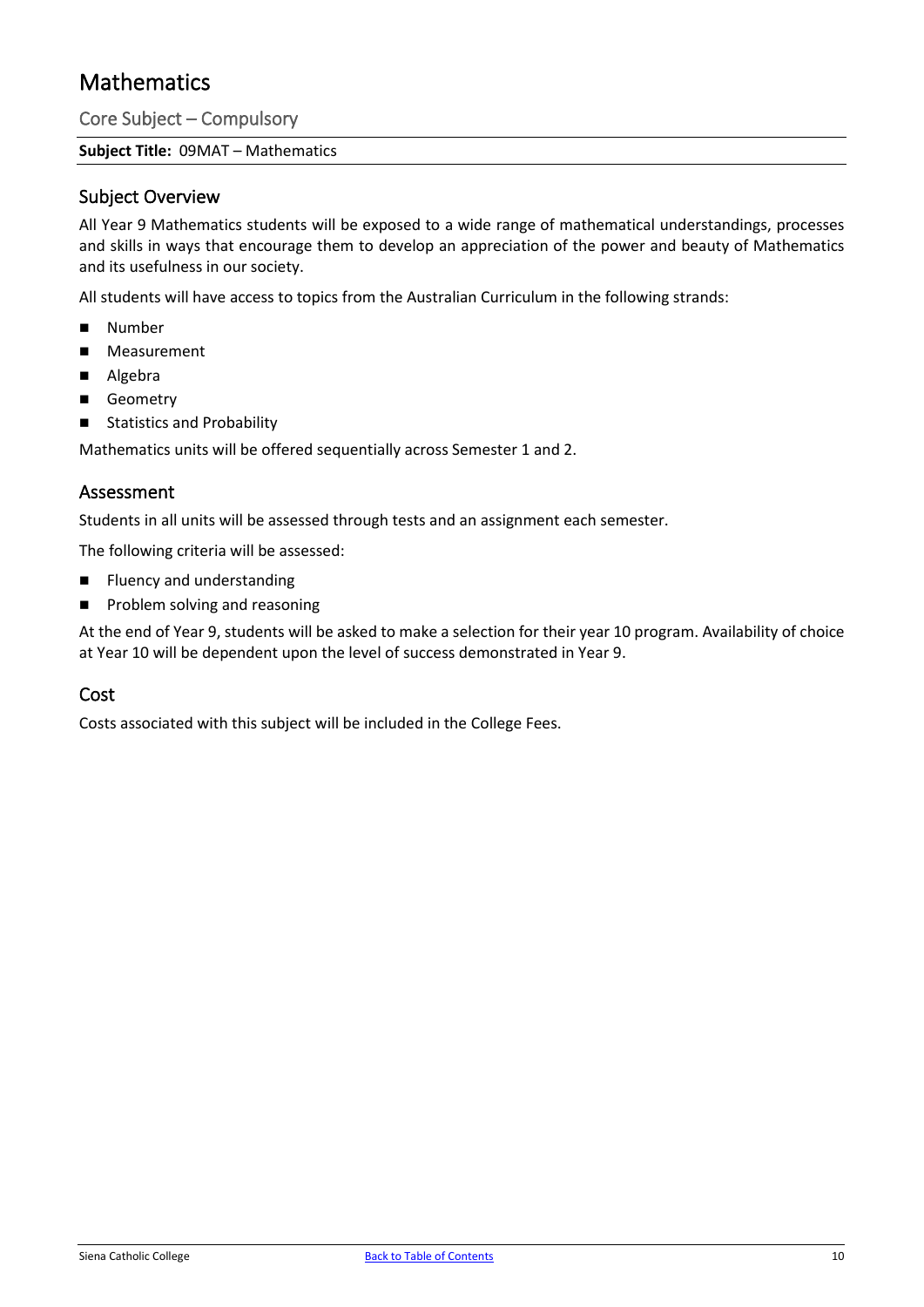# Mathematics

## Core Subject – Compulsory

**Subject Title:** 09MAT – Mathematics

## Subject Overview

All Year 9 Mathematics students will be exposed to a wide range of mathematical understandings, processes and skills in ways that encourage them to develop an appreciation of the power and beauty of Mathematics and its usefulness in our society.

All students will have access to topics from the Australian Curriculum in the following strands:

- Number
- Measurement
- Algebra
- Geometry
- Statistics and Probability

Mathematics units will be offered sequentially across Semester 1 and 2.

## Assessment

Students in all units will be assessed through tests and an assignment each semester.

The following criteria will be assessed:

- Fluency and understanding
- Problem solving and reasoning

At the end of Year 9, students will be asked to make a selection for their year 10 program. Availability of choice at Year 10 will be dependent upon the level of success demonstrated in Year 9.

## Cost

Costs associated with this subject will be included in the College Fees.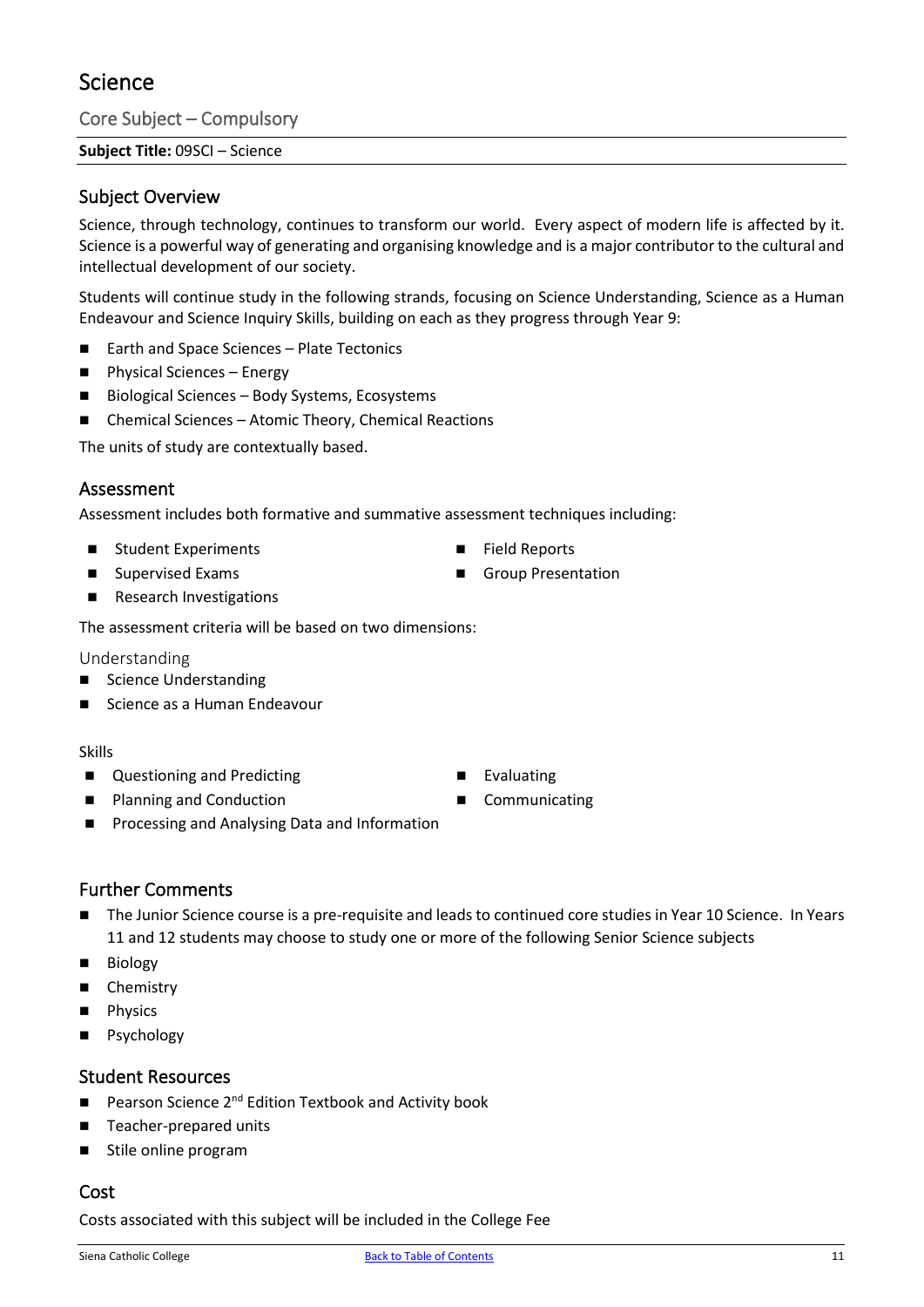# Science

## Core Subject – Compulsory

**Subject Title:** 09SCI – Science

## Subject Overview

Science, through technology, continues to transform our world. Every aspect of modern life is affected by it. Science is a powerful way of generating and organising knowledge and is a major contributor to the cultural and intellectual development of our society.

Students will continue study in the following strands, focusing on Science Understanding, Science as a Human Endeavour and Science Inquiry Skills, building on each as they progress through Year 9:

- Earth and Space Sciences – Plate Tectonics
- Physical Sciences – Energy
- Biological Sciences – Body Systems, Ecosystems
- Chemical Sciences – Atomic Theory, Chemical Reactions

The units of study are contextually based.

## Assessment

Assessment includes both formative and summative assessment techniques including:

- Student Experiments
- Supervised Exams
- Research Investigations
- Field Reports
- Group Presentation

The assessment criteria will be based on two dimensions:

### Understanding

- Science Understanding
- Science as a Human Endeavour

### Skills

- Questioning and Predicting
- Planning and Conduction
- Processing and Analysing Data and Information
- Evaluating
- Communicating

## Further Comments

- The Junior Science course is a pre-requisite and leads to continued core studies in Year 10 Science. In Years 11 and 12 students may choose to study one or more of the following Senior Science subjects
- Biology
- Chemistry
- Physics
- Psychology

## Student Resources

- Pearson Science 2nd Edition Textbook and Activity book
- Teacher-prepared units
- Stile online program

## Cost

Costs associated with this subject will be included in the College Fee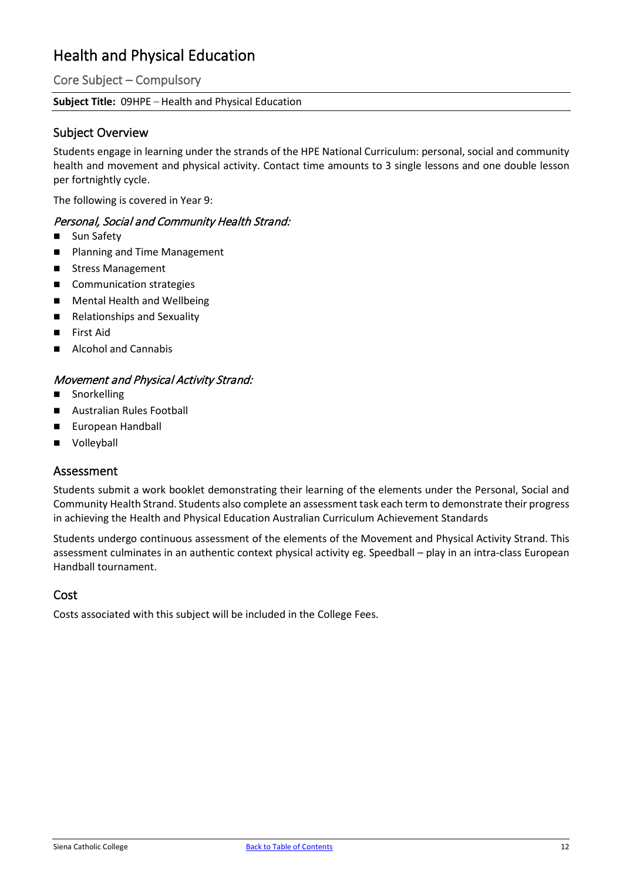# Health and Physical Education

## Core Subject – Compulsory

**Subject Title:** 09HPE – Health and Physical Education

### Subject Overview

Students engage in learning under the strands of the HPE National Curriculum: personal, social and community health and movement and physical activity. Contact time amounts to 3 single lessons and one double lesson per fortnightly cycle.

The following is covered in Year 9:

*Personal, Social and Community Health Strand:*

- Sun Safety
- Planning and Time Management
- Stress Management
- Communication strategies
- Mental Health and Wellbeing
- Relationships and Sexuality
- First Aid
- Alcohol and Cannabis

*Movement and Physical Activity Strand:*

- Snorkelling
- Australian Rules Football
- European Handball
- Volleyball

### Assessment

Students submit a work booklet demonstrating their learning of the elements under the Personal, Social and Community Health Strand. Students also complete an assessment task each term to demonstrate their progress in achieving the Health and Physical Education Australian Curriculum Achievement Standards

Students undergo continuous assessment of the elements of the Movement and Physical Activity Strand. This assessment culminates in an authentic context physical activity eg. Speedball – play in an intra-class European Handball tournament.

### Cost

Costs associated with this subject will be included in the College Fees.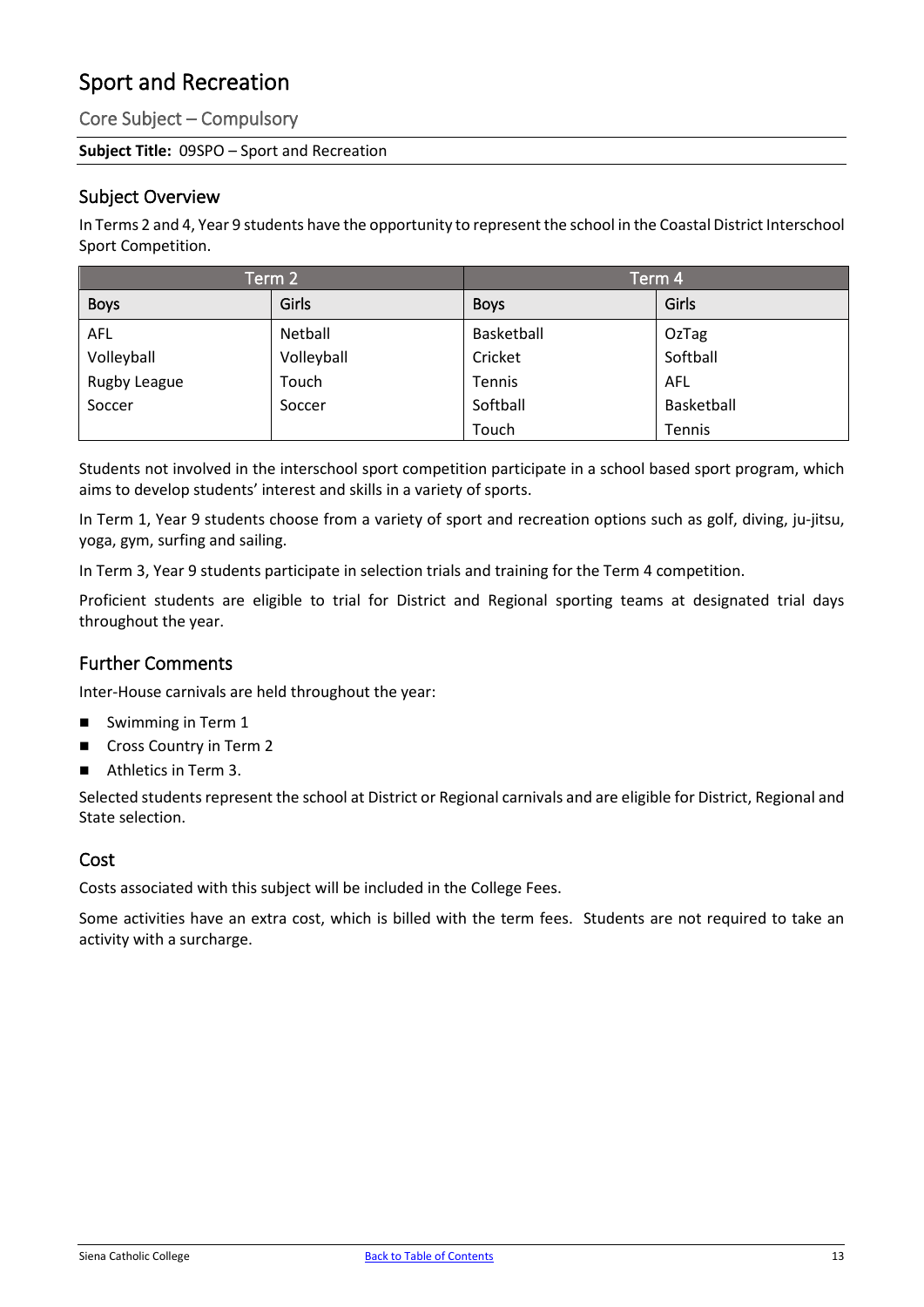# Sport and Recreation

## Core Subject – Compulsory

**Subject Title:** 09SPO – Sport and Recreation

### Subject Overview

In Terms 2 and 4, Year 9 students have the opportunity to represent the school in the Coastal District Interschool Sport Competition.

| Term 2 | | Term 4 | |
|---|---|---|---|
| **Boys** | **Girls** | **Boys** | **Girls** |
| AFL | Netball | Basketball | OzTag |
| Volleyball | Volleyball | Cricket | Softball |
| Rugby League | Touch | Tennis | AFL |
| Soccer | Soccer | Softball | Basketball |
| | | Touch | Tennis |

Students not involved in the interschool sport competition participate in a school based sport program, which aims to develop students' interest and skills in a variety of sports.

In Term 1, Year 9 students choose from a variety of sport and recreation options such as golf, diving, ju-jitsu, yoga, gym, surfing and sailing.

In Term 3, Year 9 students participate in selection trials and training for the Term 4 competition.

Proficient students are eligible to trial for District and Regional sporting teams at designated trial days throughout the year.

### Further Comments

Inter-House carnivals are held throughout the year:

- Swimming in Term 1
- Cross Country in Term 2
- Athletics in Term 3.

Selected students represent the school at District or Regional carnivals and are eligible for District, Regional and State selection.

### Cost

Costs associated with this subject will be included in the College Fees.

Some activities have an extra cost, which is billed with the term fees. Students are not required to take an activity with a surcharge.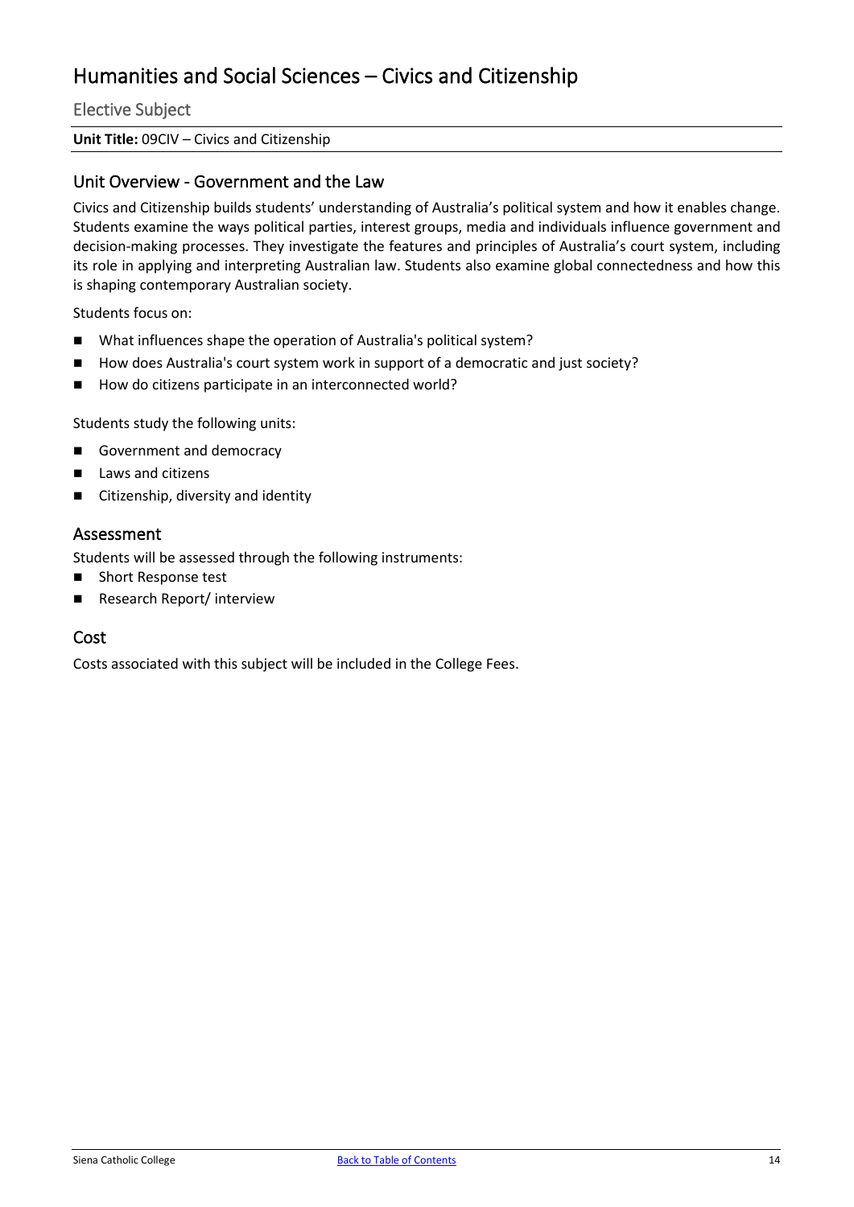# Humanities and Social Sciences – Civics and Citizenship

## Elective Subject

**Unit Title:** 09CIV – Civics and Citizenship

## Unit Overview - Government and the Law

Civics and Citizenship builds students' understanding of Australia's political system and how it enables change. Students examine the ways political parties, interest groups, media and individuals influence government and decision-making processes. They investigate the features and principles of Australia's court system, including its role in applying and interpreting Australian law. Students also examine global connectedness and how this is shaping contemporary Australian society.

Students focus on:

- What influences shape the operation of Australia's political system?
- How does Australia's court system work in support of a democratic and just society?
- How do citizens participate in an interconnected world?

Students study the following units:

- Government and democracy
- Laws and citizens
- Citizenship, diversity and identity

## Assessment

Students will be assessed through the following instruments:

- Short Response test
- Research Report/ interview

## Cost

Costs associated with this subject will be included in the College Fees.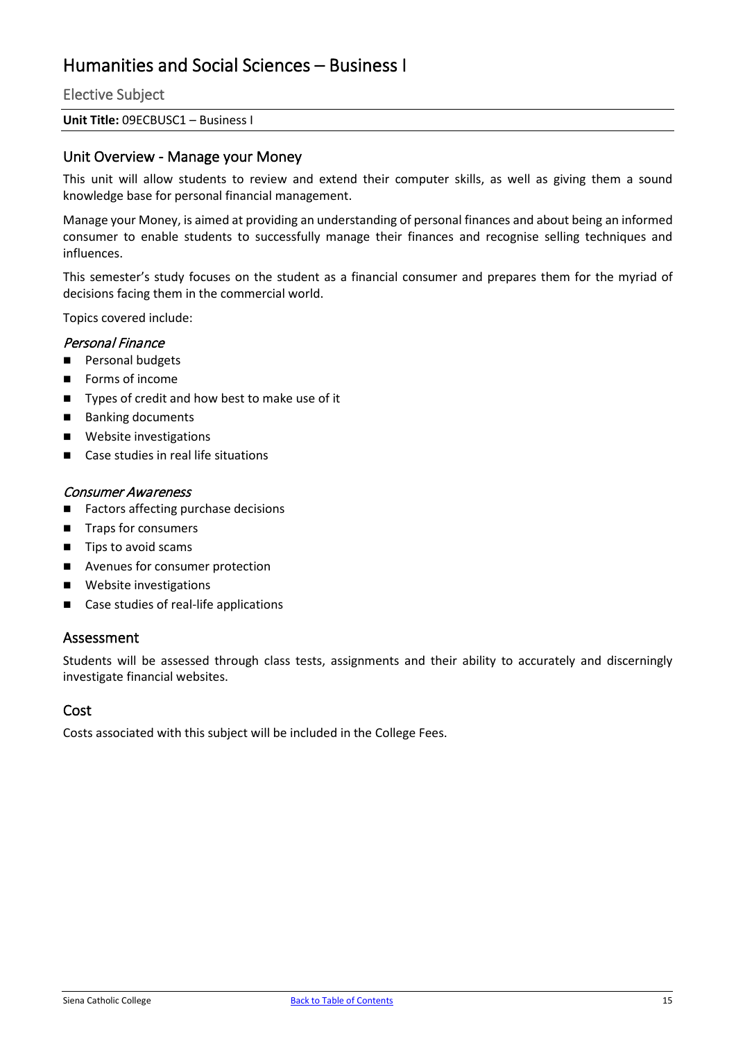# Humanities and Social Sciences – Business I

## Elective Subject

**Unit Title:** 09ECBUSC1 – Business I

## Unit Overview - Manage your Money

This unit will allow students to review and extend their computer skills, as well as giving them a sound knowledge base for personal financial management.

Manage your Money, is aimed at providing an understanding of personal finances and about being an informed consumer to enable students to successfully manage their finances and recognise selling techniques and influences.

This semester's study focuses on the student as a financial consumer and prepares them for the myriad of decisions facing them in the commercial world.

Topics covered include:

### *Personal Finance*

- Personal budgets
- Forms of income
- Types of credit and how best to make use of it
- Banking documents
- Website investigations
- Case studies in real life situations

### *Consumer Awareness*

- Factors affecting purchase decisions
- Traps for consumers
- Tips to avoid scams
- Avenues for consumer protection
- Website investigations
- Case studies of real-life applications

## Assessment

Students will be assessed through class tests, assignments and their ability to accurately and discerningly investigate financial websites.

## Cost

Costs associated with this subject will be included in the College Fees.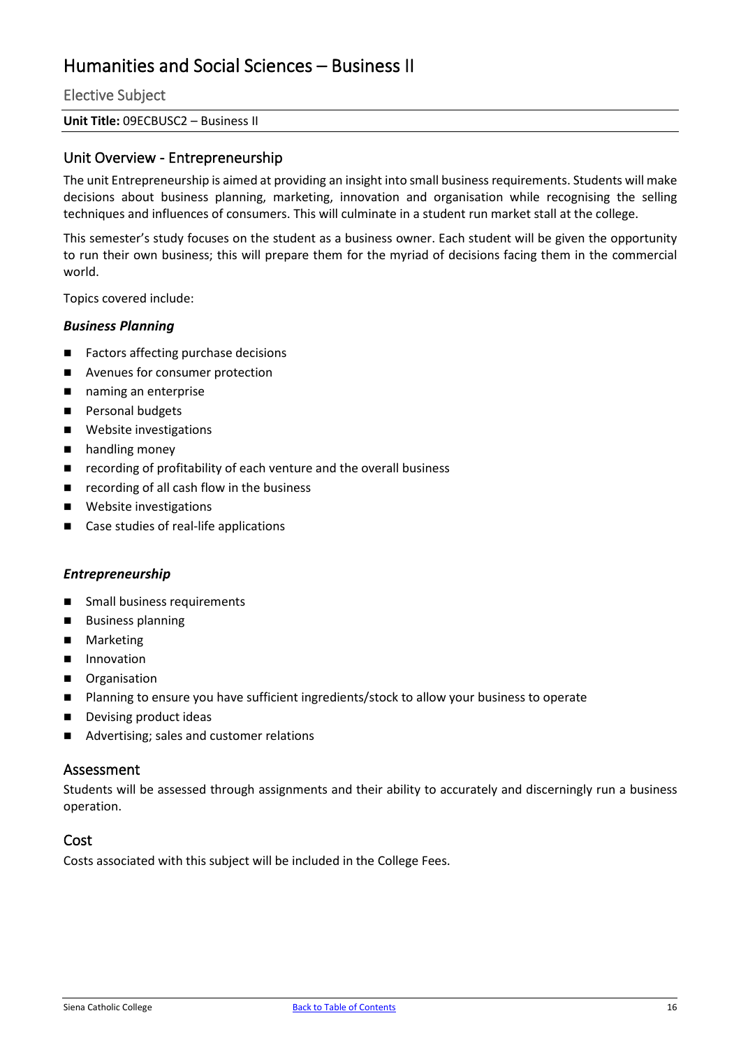# Humanities and Social Sciences – Business II

## Elective Subject

**Unit Title:** 09ECBUSC2 – Business II

## Unit Overview - Entrepreneurship

The unit Entrepreneurship is aimed at providing an insight into small business requirements. Students will make decisions about business planning, marketing, innovation and organisation while recognising the selling techniques and influences of consumers. This will culminate in a student run market stall at the college.

This semester's study focuses on the student as a business owner. Each student will be given the opportunity to run their own business; this will prepare them for the myriad of decisions facing them in the commercial world.

Topics covered include:

### ***Business Planning***

- Factors affecting purchase decisions
- Avenues for consumer protection
- naming an enterprise
- Personal budgets
- Website investigations
- handling money
- recording of profitability of each venture and the overall business
- recording of all cash flow in the business
- Website investigations
- Case studies of real-life applications

### ***Entrepreneurship***

- Small business requirements
- Business planning
- Marketing
- Innovation
- Organisation
- Planning to ensure you have sufficient ingredients/stock to allow your business to operate
- Devising product ideas
- Advertising; sales and customer relations

## Assessment

Students will be assessed through assignments and their ability to accurately and discerningly run a business operation.

## Cost

Costs associated with this subject will be included in the College Fees.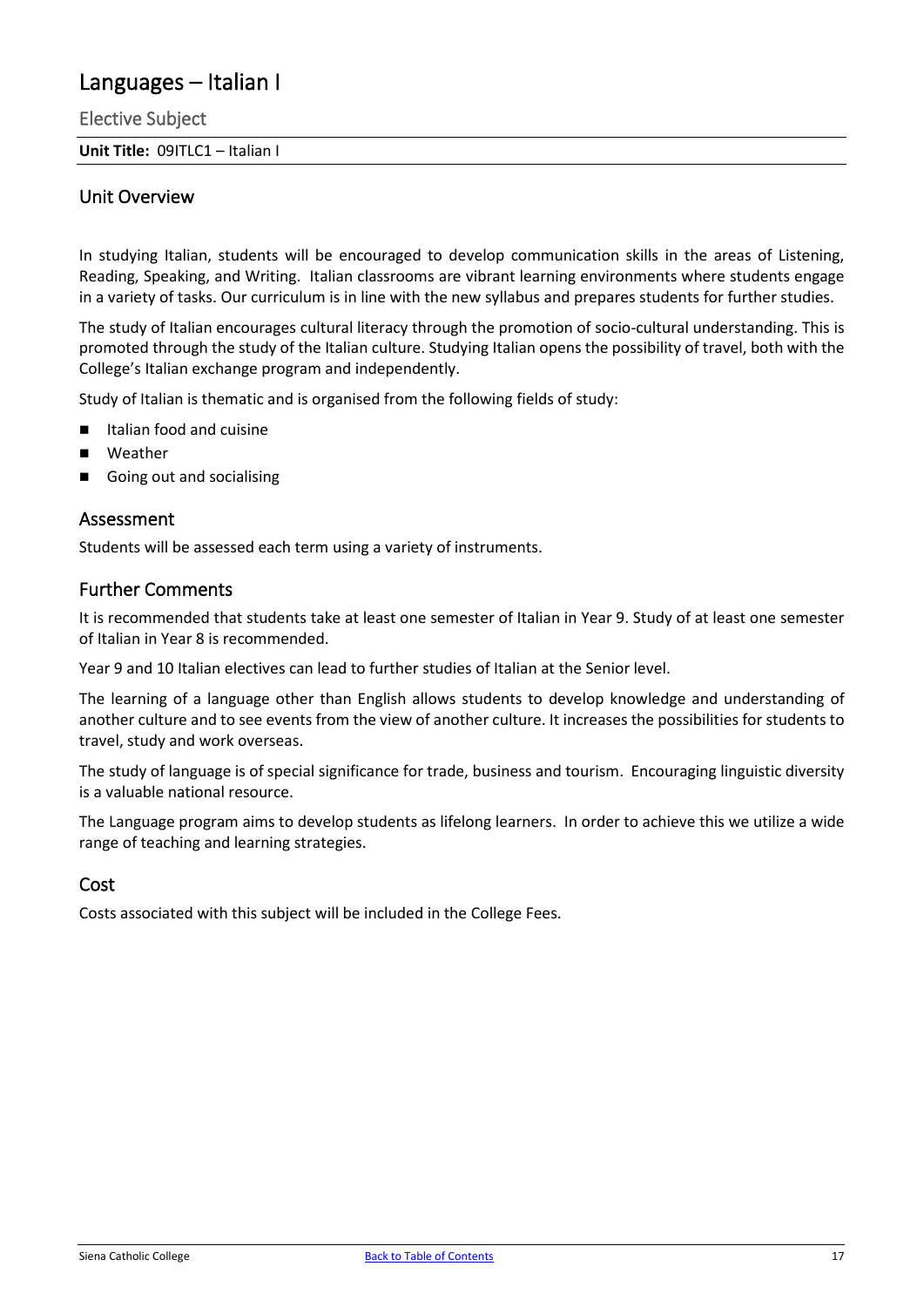# Languages – Italian I

## Elective Subject

**Unit Title:** 09ITLC1 – Italian I

## Unit Overview

In studying Italian, students will be encouraged to develop communication skills in the areas of Listening, Reading, Speaking, and Writing. Italian classrooms are vibrant learning environments where students engage in a variety of tasks. Our curriculum is in line with the new syllabus and prepares students for further studies.

The study of Italian encourages cultural literacy through the promotion of socio-cultural understanding. This is promoted through the study of the Italian culture. Studying Italian opens the possibility of travel, both with the College's Italian exchange program and independently.

Study of Italian is thematic and is organised from the following fields of study:

- Italian food and cuisine
- Weather
- Going out and socialising

## Assessment

Students will be assessed each term using a variety of instruments.

## Further Comments

It is recommended that students take at least one semester of Italian in Year 9. Study of at least one semester of Italian in Year 8 is recommended.

Year 9 and 10 Italian electives can lead to further studies of Italian at the Senior level.

The learning of a language other than English allows students to develop knowledge and understanding of another culture and to see events from the view of another culture. It increases the possibilities for students to travel, study and work overseas.

The study of language is of special significance for trade, business and tourism. Encouraging linguistic diversity is a valuable national resource.

The Language program aims to develop students as lifelong learners. In order to achieve this we utilize a wide range of teaching and learning strategies.

## Cost

Costs associated with this subject will be included in the College Fees.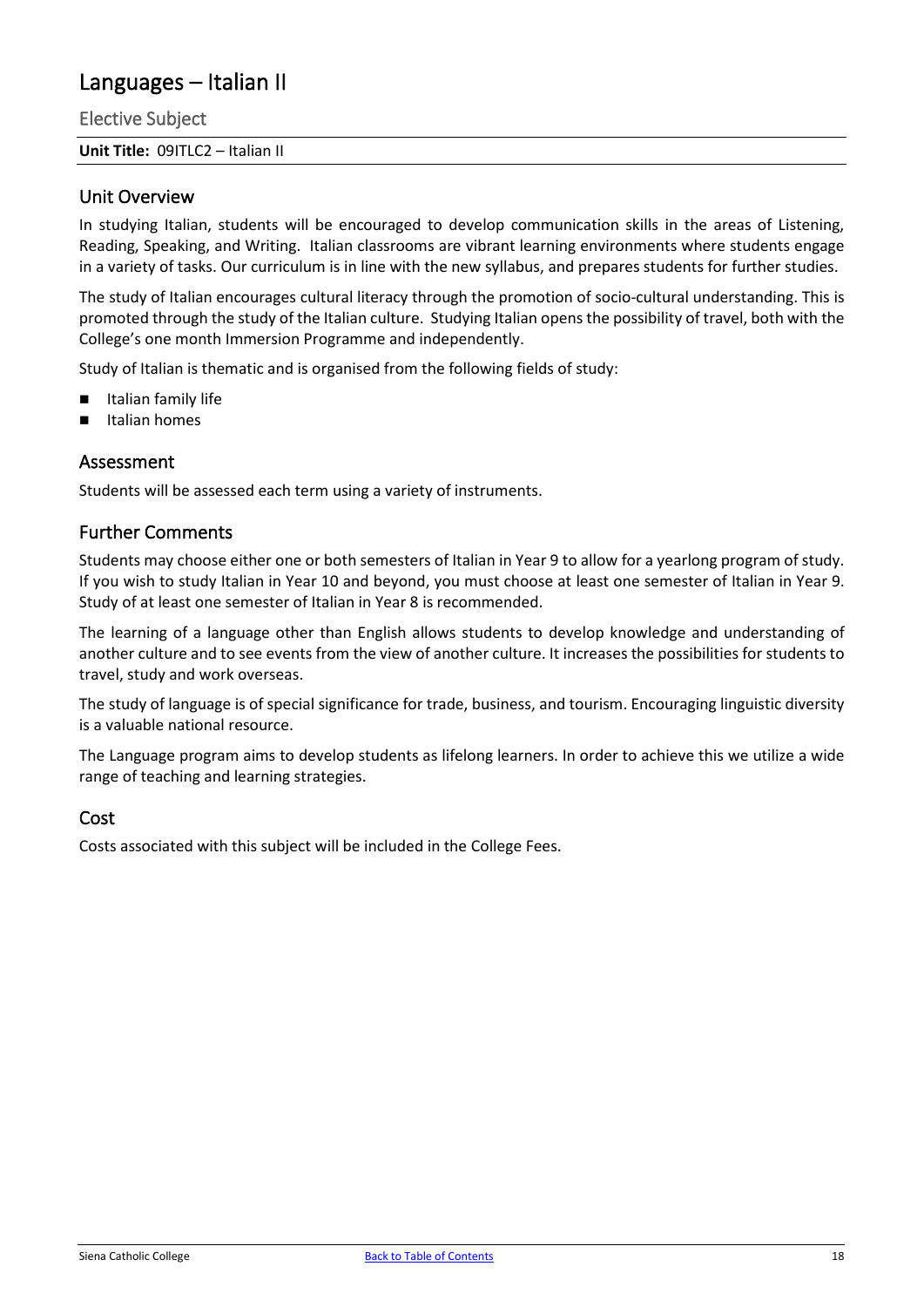# Languages – Italian II

## Elective Subject

**Unit Title:** 09ITLC2 – Italian II

### Unit Overview

In studying Italian, students will be encouraged to develop communication skills in the areas of Listening, Reading, Speaking, and Writing. Italian classrooms are vibrant learning environments where students engage in a variety of tasks. Our curriculum is in line with the new syllabus, and prepares students for further studies.

The study of Italian encourages cultural literacy through the promotion of socio-cultural understanding. This is promoted through the study of the Italian culture. Studying Italian opens the possibility of travel, both with the College's one month Immersion Programme and independently.

Study of Italian is thematic and is organised from the following fields of study:

- Italian family life
- Italian homes

### Assessment

Students will be assessed each term using a variety of instruments.

### Further Comments

Students may choose either one or both semesters of Italian in Year 9 to allow for a yearlong program of study. If you wish to study Italian in Year 10 and beyond, you must choose at least one semester of Italian in Year 9. Study of at least one semester of Italian in Year 8 is recommended.

The learning of a language other than English allows students to develop knowledge and understanding of another culture and to see events from the view of another culture. It increases the possibilities for students to travel, study and work overseas.

The study of language is of special significance for trade, business, and tourism. Encouraging linguistic diversity is a valuable national resource.

The Language program aims to develop students as lifelong learners. In order to achieve this we utilize a wide range of teaching and learning strategies.

### Cost

Costs associated with this subject will be included in the College Fees.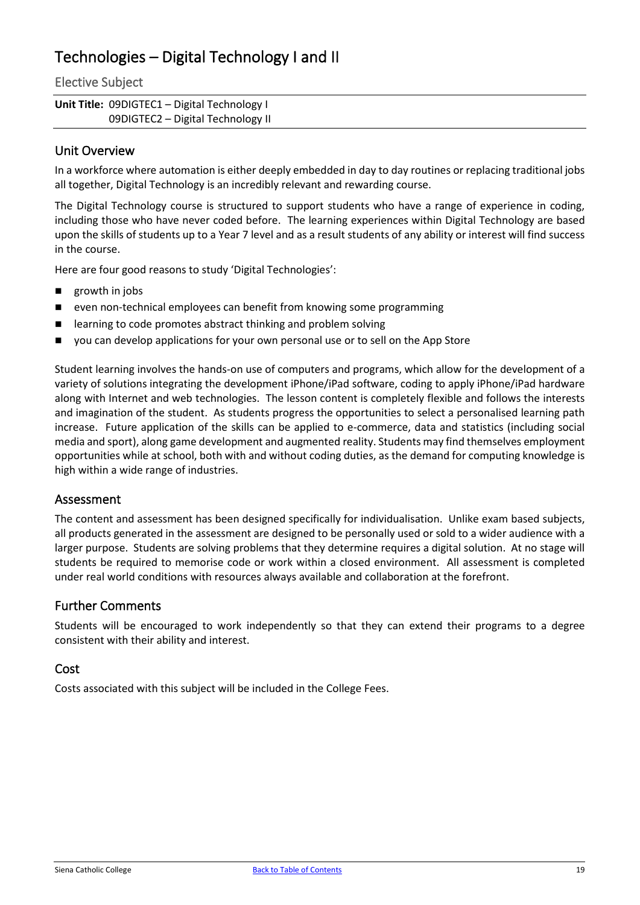# Technologies – Digital Technology I and II

## Elective Subject

**Unit Title:** 09DIGTEC1 – Digital Technology I
09DIGTEC2 – Digital Technology II

## Unit Overview

In a workforce where automation is either deeply embedded in day to day routines or replacing traditional jobs all together, Digital Technology is an incredibly relevant and rewarding course.

The Digital Technology course is structured to support students who have a range of experience in coding, including those who have never coded before. The learning experiences within Digital Technology are based upon the skills of students up to a Year 7 level and as a result students of any ability or interest will find success in the course.

Here are four good reasons to study 'Digital Technologies':

- growth in jobs
- even non-technical employees can benefit from knowing some programming
- learning to code promotes abstract thinking and problem solving
- you can develop applications for your own personal use or to sell on the App Store

Student learning involves the hands-on use of computers and programs, which allow for the development of a variety of solutions integrating the development iPhone/iPad software, coding to apply iPhone/iPad hardware along with Internet and web technologies. The lesson content is completely flexible and follows the interests and imagination of the student. As students progress the opportunities to select a personalised learning path increase. Future application of the skills can be applied to e-commerce, data and statistics (including social media and sport), along game development and augmented reality. Students may find themselves employment opportunities while at school, both with and without coding duties, as the demand for computing knowledge is high within a wide range of industries.

## Assessment

The content and assessment has been designed specifically for individualisation. Unlike exam based subjects, all products generated in the assessment are designed to be personally used or sold to a wider audience with a larger purpose. Students are solving problems that they determine requires a digital solution. At no stage will students be required to memorise code or work within a closed environment. All assessment is completed under real world conditions with resources always available and collaboration at the forefront.

## Further Comments

Students will be encouraged to work independently so that they can extend their programs to a degree consistent with their ability and interest.

## Cost

Costs associated with this subject will be included in the College Fees.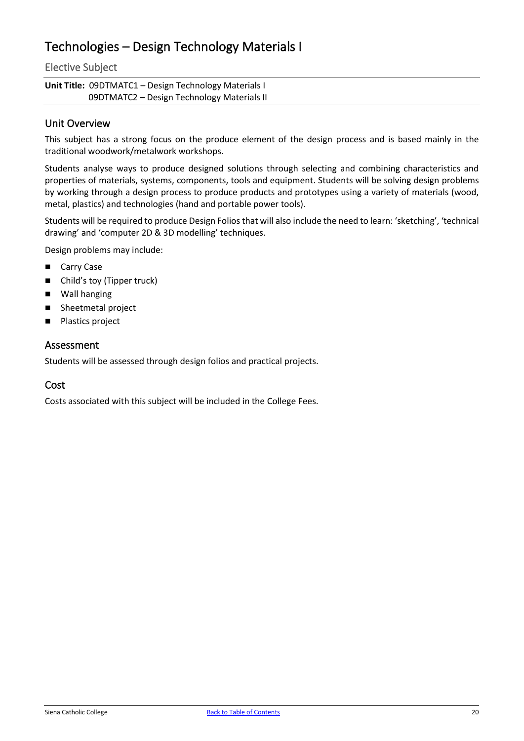# Technologies – Design Technology Materials I

## Elective Subject

**Unit Title:** 09DTMATC1 – Design Technology Materials I
09DTMATC2 – Design Technology Materials II

### Unit Overview

This subject has a strong focus on the produce element of the design process and is based mainly in the traditional woodwork/metalwork workshops.

Students analyse ways to produce designed solutions through selecting and combining characteristics and properties of materials, systems, components, tools and equipment. Students will be solving design problems by working through a design process to produce products and prototypes using a variety of materials (wood, metal, plastics) and technologies (hand and portable power tools).

Students will be required to produce Design Folios that will also include the need to learn: 'sketching', 'technical drawing' and 'computer 2D & 3D modelling' techniques.

Design problems may include:

- Carry Case
- Child's toy (Tipper truck)
- Wall hanging
- Sheetmetal project
- Plastics project

### Assessment

Students will be assessed through design folios and practical projects.

### Cost

Costs associated with this subject will be included in the College Fees.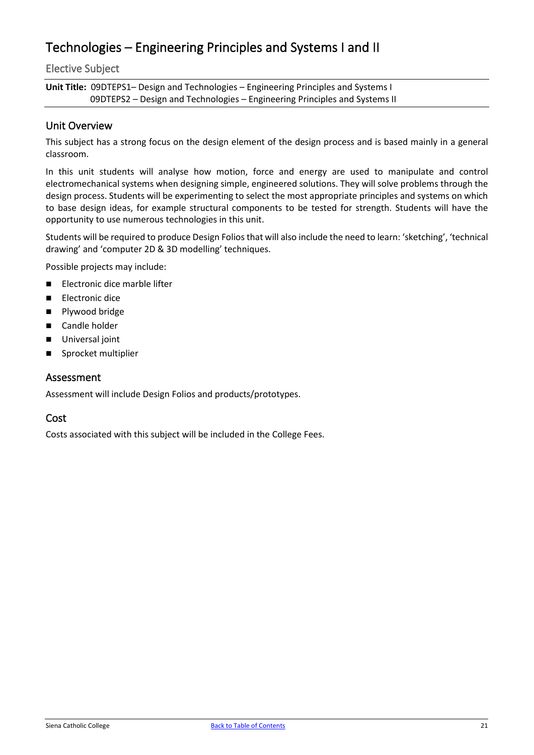# Technologies – Engineering Principles and Systems I and II

## Elective Subject

**Unit Title:** 09DTEPS1– Design and Technologies – Engineering Principles and Systems I
09DTEPS2 – Design and Technologies – Engineering Principles and Systems II

## Unit Overview

This subject has a strong focus on the design element of the design process and is based mainly in a general classroom.

In this unit students will analyse how motion, force and energy are used to manipulate and control electromechanical systems when designing simple, engineered solutions. They will solve problems through the design process. Students will be experimenting to select the most appropriate principles and systems on which to base design ideas, for example structural components to be tested for strength. Students will have the opportunity to use numerous technologies in this unit.

Students will be required to produce Design Folios that will also include the need to learn: 'sketching', 'technical drawing' and 'computer 2D & 3D modelling' techniques.

Possible projects may include:

- Electronic dice marble lifter
- Electronic dice
- Plywood bridge
- Candle holder
- Universal joint
- Sprocket multiplier

## Assessment

Assessment will include Design Folios and products/prototypes.

## Cost

Costs associated with this subject will be included in the College Fees.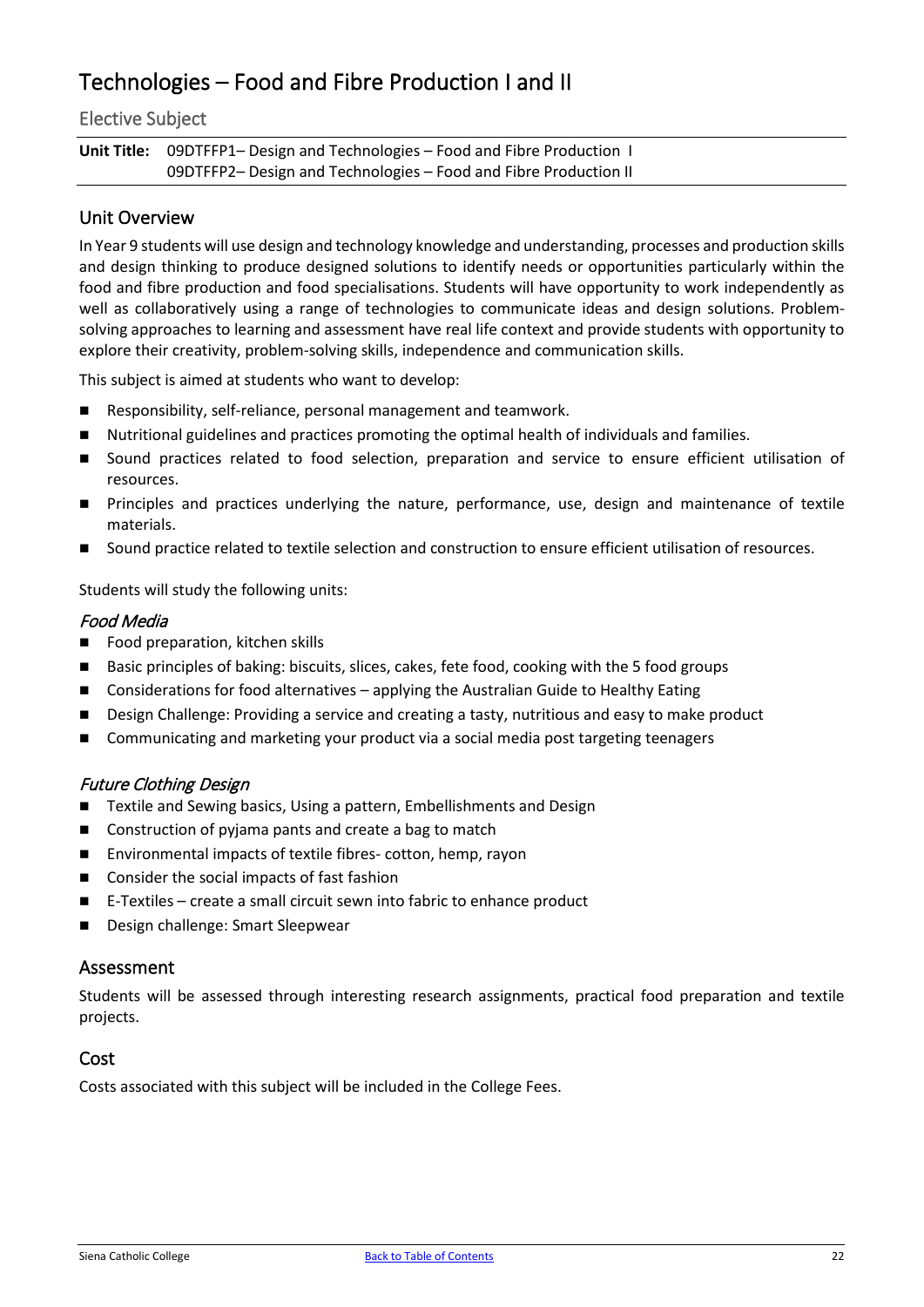# Technologies – Food and Fibre Production I and II

## Elective Subject

**Unit Title:** 09DTFFP1– Design and Technologies – Food and Fibre Production I
09DTFFP2– Design and Technologies – Food and Fibre Production II

## Unit Overview

In Year 9 students will use design and technology knowledge and understanding, processes and production skills and design thinking to produce designed solutions to identify needs or opportunities particularly within the food and fibre production and food specialisations. Students will have opportunity to work independently as well as collaboratively using a range of technologies to communicate ideas and design solutions. Problem-solving approaches to learning and assessment have real life context and provide students with opportunity to explore their creativity, problem-solving skills, independence and communication skills.

This subject is aimed at students who want to develop:

- Responsibility, self-reliance, personal management and teamwork.
- Nutritional guidelines and practices promoting the optimal health of individuals and families.
- Sound practices related to food selection, preparation and service to ensure efficient utilisation of resources.
- Principles and practices underlying the nature, performance, use, design and maintenance of textile materials.
- Sound practice related to textile selection and construction to ensure efficient utilisation of resources.

Students will study the following units:

### *Food Media*

- Food preparation, kitchen skills
- Basic principles of baking: biscuits, slices, cakes, fete food, cooking with the 5 food groups
- Considerations for food alternatives – applying the Australian Guide to Healthy Eating
- Design Challenge: Providing a service and creating a tasty, nutritious and easy to make product
- Communicating and marketing your product via a social media post targeting teenagers

### *Future Clothing Design*

- Textile and Sewing basics, Using a pattern, Embellishments and Design
- Construction of pyjama pants and create a bag to match
- Environmental impacts of textile fibres- cotton, hemp, rayon
- Consider the social impacts of fast fashion
- E-Textiles – create a small circuit sewn into fabric to enhance product
- Design challenge: Smart Sleepwear

## Assessment

Students will be assessed through interesting research assignments, practical food preparation and textile projects.

## Cost

Costs associated with this subject will be included in the College Fees.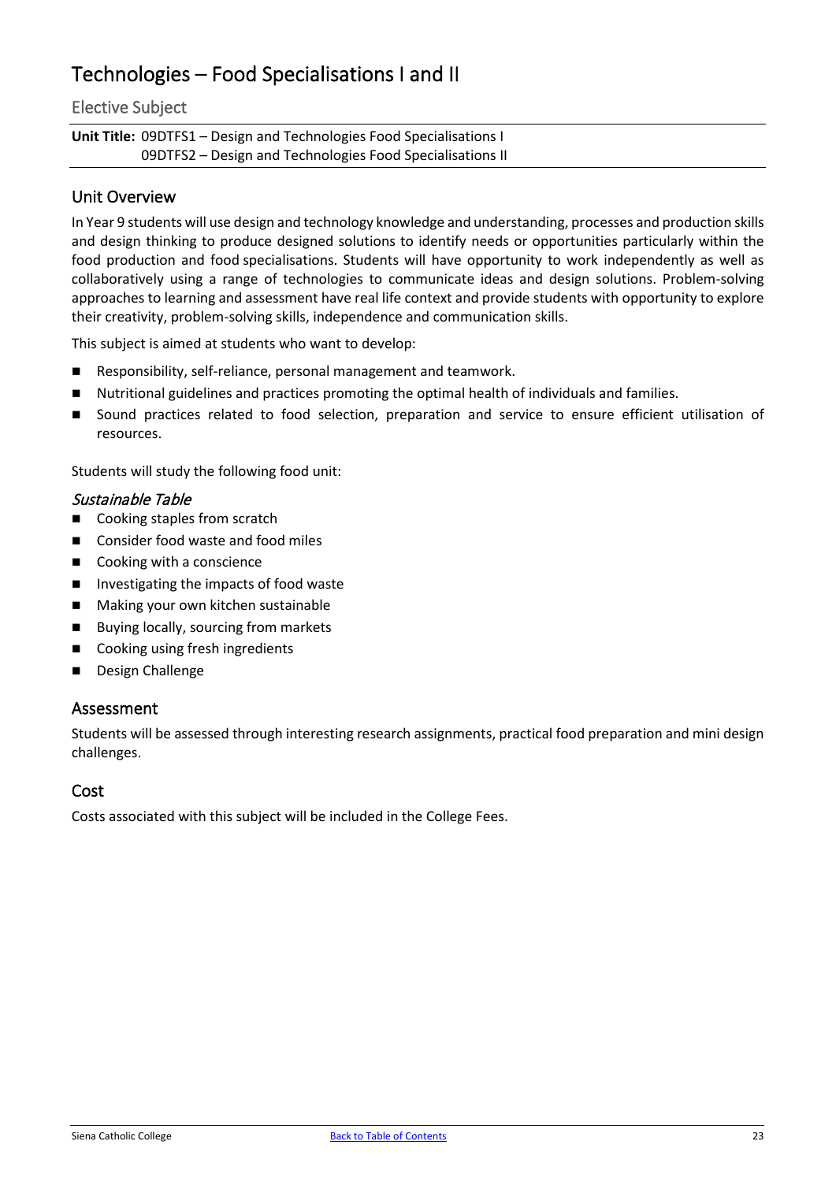# Technologies – Food Specialisations I and II

## Elective Subject

**Unit Title:** 09DTFS1 – Design and Technologies Food Specialisations I
09DTFS2 – Design and Technologies Food Specialisations II

## Unit Overview

In Year 9 students will use design and technology knowledge and understanding, processes and production skills and design thinking to produce designed solutions to identify needs or opportunities particularly within the food production and food specialisations. Students will have opportunity to work independently as well as collaboratively using a range of technologies to communicate ideas and design solutions. Problem-solving approaches to learning and assessment have real life context and provide students with opportunity to explore their creativity, problem-solving skills, independence and communication skills.

This subject is aimed at students who want to develop:

- Responsibility, self-reliance, personal management and teamwork.
- Nutritional guidelines and practices promoting the optimal health of individuals and families.
- Sound practices related to food selection, preparation and service to ensure efficient utilisation of resources.

Students will study the following food unit:

### *Sustainable Table*

- Cooking staples from scratch
- Consider food waste and food miles
- Cooking with a conscience
- Investigating the impacts of food waste
- Making your own kitchen sustainable
- Buying locally, sourcing from markets
- Cooking using fresh ingredients
- Design Challenge

## Assessment

Students will be assessed through interesting research assignments, practical food preparation and mini design challenges.

## Cost

Costs associated with this subject will be included in the College Fees.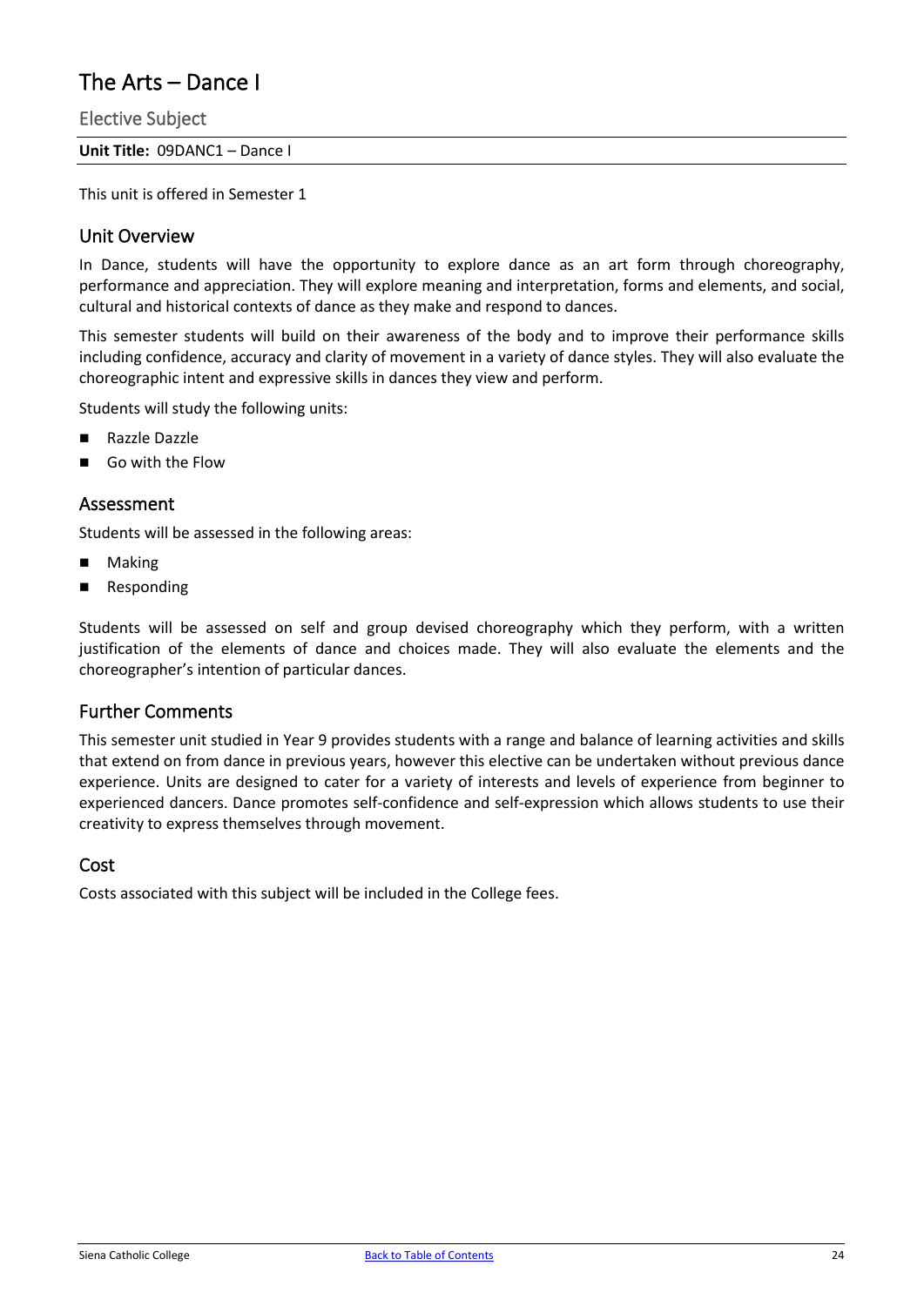# The Arts – Dance I

## Elective Subject

**Unit Title:** 09DANC1 – Dance I

This unit is offered in Semester 1

### Unit Overview

In Dance, students will have the opportunity to explore dance as an art form through choreography, performance and appreciation. They will explore meaning and interpretation, forms and elements, and social, cultural and historical contexts of dance as they make and respond to dances.

This semester students will build on their awareness of the body and to improve their performance skills including confidence, accuracy and clarity of movement in a variety of dance styles. They will also evaluate the choreographic intent and expressive skills in dances they view and perform.

Students will study the following units:

- Razzle Dazzle
- Go with the Flow

### Assessment

Students will be assessed in the following areas:

- Making
- Responding

Students will be assessed on self and group devised choreography which they perform, with a written justification of the elements of dance and choices made. They will also evaluate the elements and the choreographer's intention of particular dances.

### Further Comments

This semester unit studied in Year 9 provides students with a range and balance of learning activities and skills that extend on from dance in previous years, however this elective can be undertaken without previous dance experience. Units are designed to cater for a variety of interests and levels of experience from beginner to experienced dancers. Dance promotes self-confidence and self-expression which allows students to use their creativity to express themselves through movement.

### Cost

Costs associated with this subject will be included in the College fees.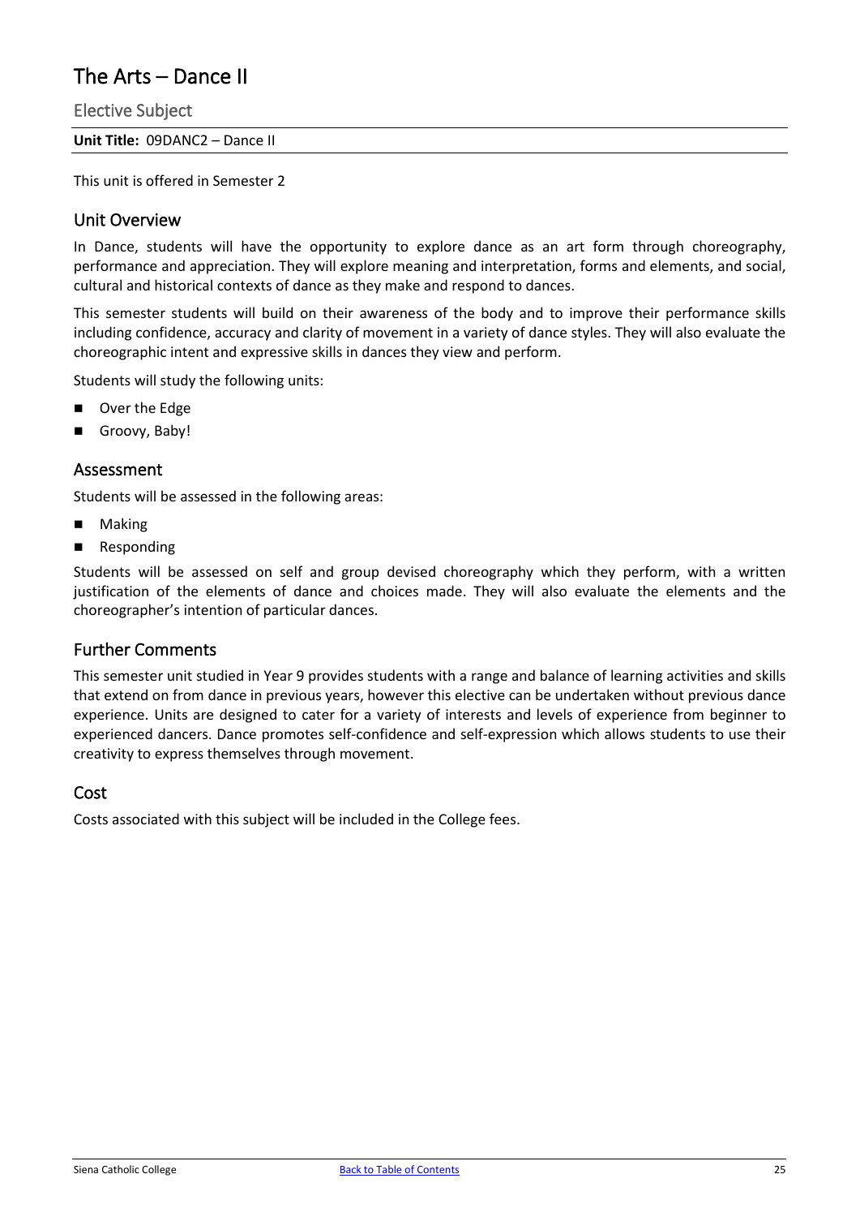# The Arts – Dance II

## Elective Subject

**Unit Title:** 09DANC2 – Dance II

This unit is offered in Semester 2

### Unit Overview

In Dance, students will have the opportunity to explore dance as an art form through choreography, performance and appreciation. They will explore meaning and interpretation, forms and elements, and social, cultural and historical contexts of dance as they make and respond to dances.

This semester students will build on their awareness of the body and to improve their performance skills including confidence, accuracy and clarity of movement in a variety of dance styles. They will also evaluate the choreographic intent and expressive skills in dances they view and perform.

Students will study the following units:

- Over the Edge
- Groovy, Baby!

### Assessment

Students will be assessed in the following areas:

- Making
- Responding

Students will be assessed on self and group devised choreography which they perform, with a written justification of the elements of dance and choices made. They will also evaluate the elements and the choreographer's intention of particular dances.

### Further Comments

This semester unit studied in Year 9 provides students with a range and balance of learning activities and skills that extend on from dance in previous years, however this elective can be undertaken without previous dance experience. Units are designed to cater for a variety of interests and levels of experience from beginner to experienced dancers. Dance promotes self-confidence and self-expression which allows students to use their creativity to express themselves through movement.

### Cost

Costs associated with this subject will be included in the College fees.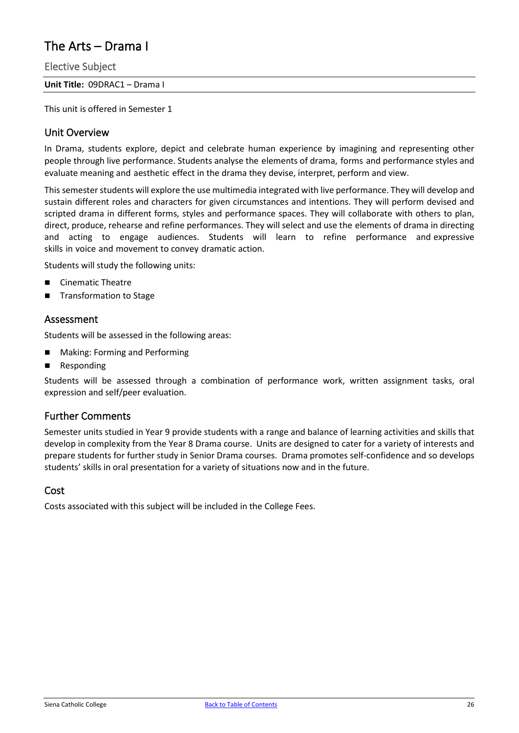# The Arts – Drama I

## Elective Subject

**Unit Title:** 09DRAC1 – Drama I

This unit is offered in Semester 1

## Unit Overview

In Drama, students explore, depict and celebrate human experience by imagining and representing other people through live performance. Students analyse the elements of drama, forms and performance styles and evaluate meaning and aesthetic effect in the drama they devise, interpret, perform and view.

This semester students will explore the use multimedia integrated with live performance. They will develop and sustain different roles and characters for given circumstances and intentions. They will perform devised and scripted drama in different forms, styles and performance spaces. They will collaborate with others to plan, direct, produce, rehearse and refine performances. They will select and use the elements of drama in directing and acting to engage audiences. Students will learn to refine performance and expressive skills in voice and movement to convey dramatic action.

Students will study the following units:

- Cinematic Theatre
- Transformation to Stage

## Assessment

Students will be assessed in the following areas:

- Making: Forming and Performing
- Responding

Students will be assessed through a combination of performance work, written assignment tasks, oral expression and self/peer evaluation.

## Further Comments

Semester units studied in Year 9 provide students with a range and balance of learning activities and skills that develop in complexity from the Year 8 Drama course. Units are designed to cater for a variety of interests and prepare students for further study in Senior Drama courses. Drama promotes self-confidence and so develops students' skills in oral presentation for a variety of situations now and in the future.

## Cost

Costs associated with this subject will be included in the College Fees.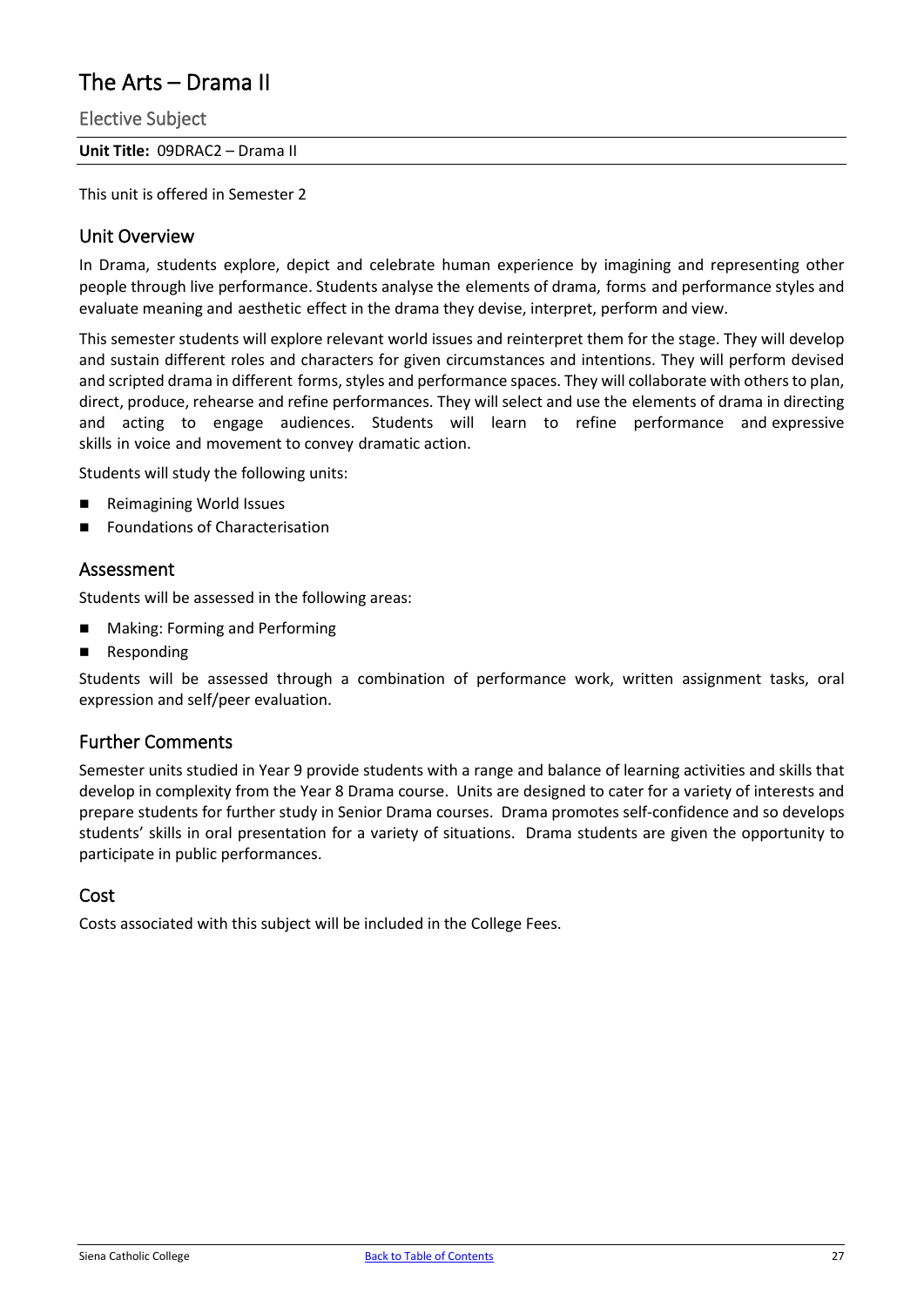# The Arts – Drama II

## Elective Subject

**Unit Title:** 09DRAC2 – Drama II

This unit is offered in Semester 2

## Unit Overview

In Drama, students explore, depict and celebrate human experience by imagining and representing other people through live performance. Students analyse the elements of drama, forms and performance styles and evaluate meaning and aesthetic effect in the drama they devise, interpret, perform and view.

This semester students will explore relevant world issues and reinterpret them for the stage. They will develop and sustain different roles and characters for given circumstances and intentions. They will perform devised and scripted drama in different forms, styles and performance spaces. They will collaborate with others to plan, direct, produce, rehearse and refine performances. They will select and use the elements of drama in directing and acting to engage audiences. Students will learn to refine performance and expressive skills in voice and movement to convey dramatic action.

Students will study the following units:

- Reimagining World Issues
- Foundations of Characterisation

## Assessment

Students will be assessed in the following areas:

- Making: Forming and Performing
- Responding

Students will be assessed through a combination of performance work, written assignment tasks, oral expression and self/peer evaluation.

## Further Comments

Semester units studied in Year 9 provide students with a range and balance of learning activities and skills that develop in complexity from the Year 8 Drama course. Units are designed to cater for a variety of interests and prepare students for further study in Senior Drama courses. Drama promotes self-confidence and so develops students' skills in oral presentation for a variety of situations. Drama students are given the opportunity to participate in public performances.

## Cost

Costs associated with this subject will be included in the College Fees.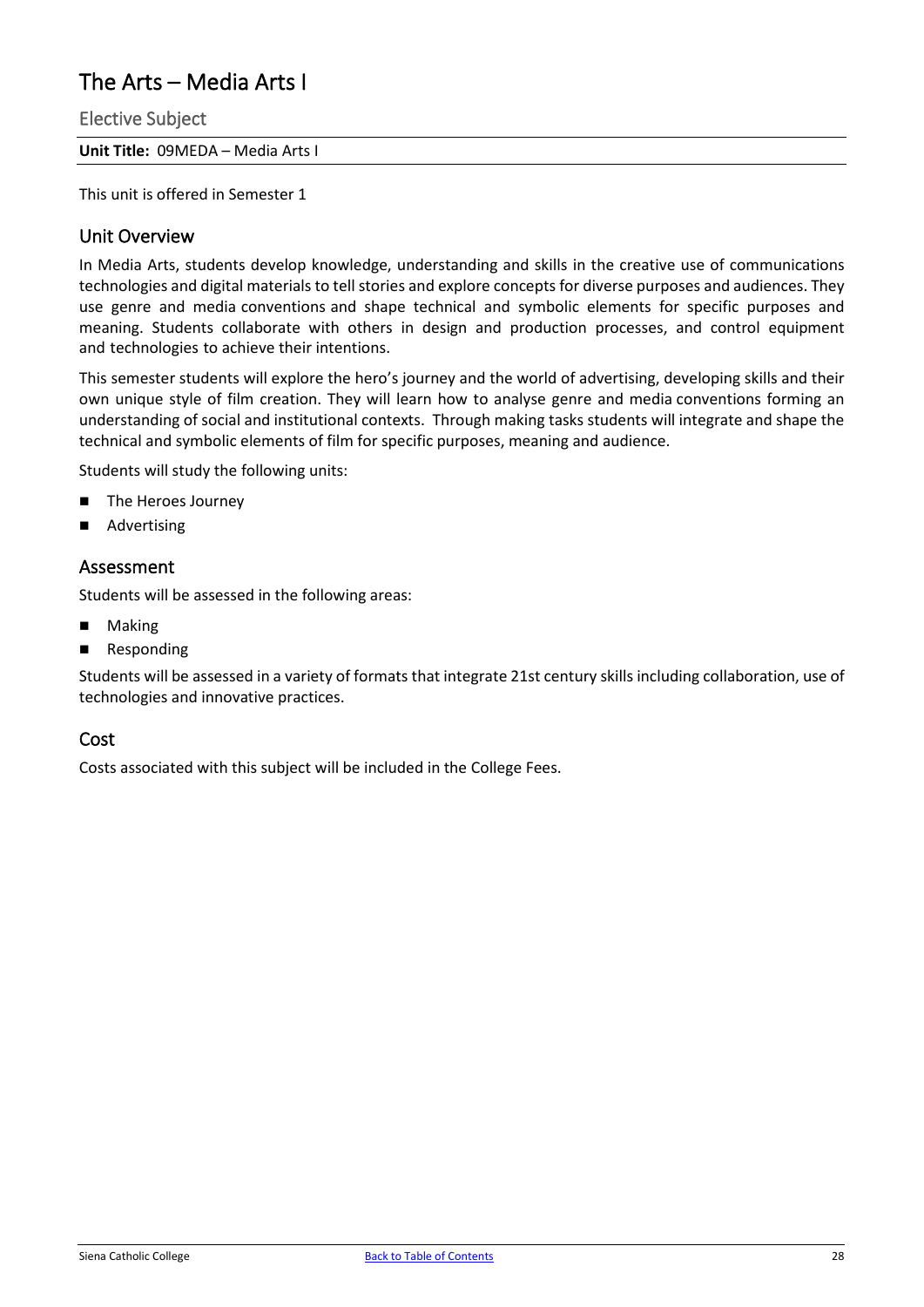# The Arts – Media Arts I

## Elective Subject

**Unit Title:** 09MEDA – Media Arts I

This unit is offered in Semester 1

### Unit Overview

In Media Arts, students develop knowledge, understanding and skills in the creative use of communications technologies and digital materials to tell stories and explore concepts for diverse purposes and audiences. They use genre and media conventions and shape technical and symbolic elements for specific purposes and meaning. Students collaborate with others in design and production processes, and control equipment and technologies to achieve their intentions.

This semester students will explore the hero's journey and the world of advertising, developing skills and their own unique style of film creation. They will learn how to analyse genre and media conventions forming an understanding of social and institutional contexts. Through making tasks students will integrate and shape the technical and symbolic elements of film for specific purposes, meaning and audience.

Students will study the following units:

- The Heroes Journey
- Advertising

### Assessment

Students will be assessed in the following areas:

- Making
- Responding

Students will be assessed in a variety of formats that integrate 21st century skills including collaboration, use of technologies and innovative practices.

### Cost

Costs associated with this subject will be included in the College Fees.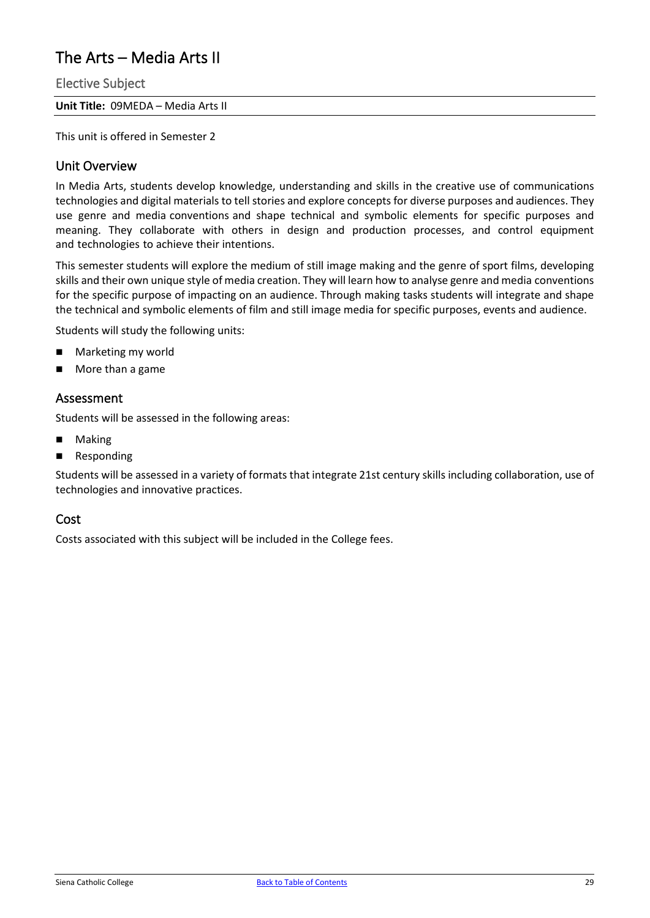# The Arts – Media Arts II

## Elective Subject

**Unit Title:** 09MEDA – Media Arts II

This unit is offered in Semester 2

### Unit Overview

In Media Arts, students develop knowledge, understanding and skills in the creative use of communications technologies and digital materials to tell stories and explore concepts for diverse purposes and audiences. They use genre and media conventions and shape technical and symbolic elements for specific purposes and meaning. They collaborate with others in design and production processes, and control equipment and technologies to achieve their intentions.

This semester students will explore the medium of still image making and the genre of sport films, developing skills and their own unique style of media creation. They will learn how to analyse genre and media conventions for the specific purpose of impacting on an audience. Through making tasks students will integrate and shape the technical and symbolic elements of film and still image media for specific purposes, events and audience.

Students will study the following units:

- Marketing my world
- More than a game

### Assessment

Students will be assessed in the following areas:

- Making
- Responding

Students will be assessed in a variety of formats that integrate 21st century skills including collaboration, use of technologies and innovative practices.

### Cost

Costs associated with this subject will be included in the College fees.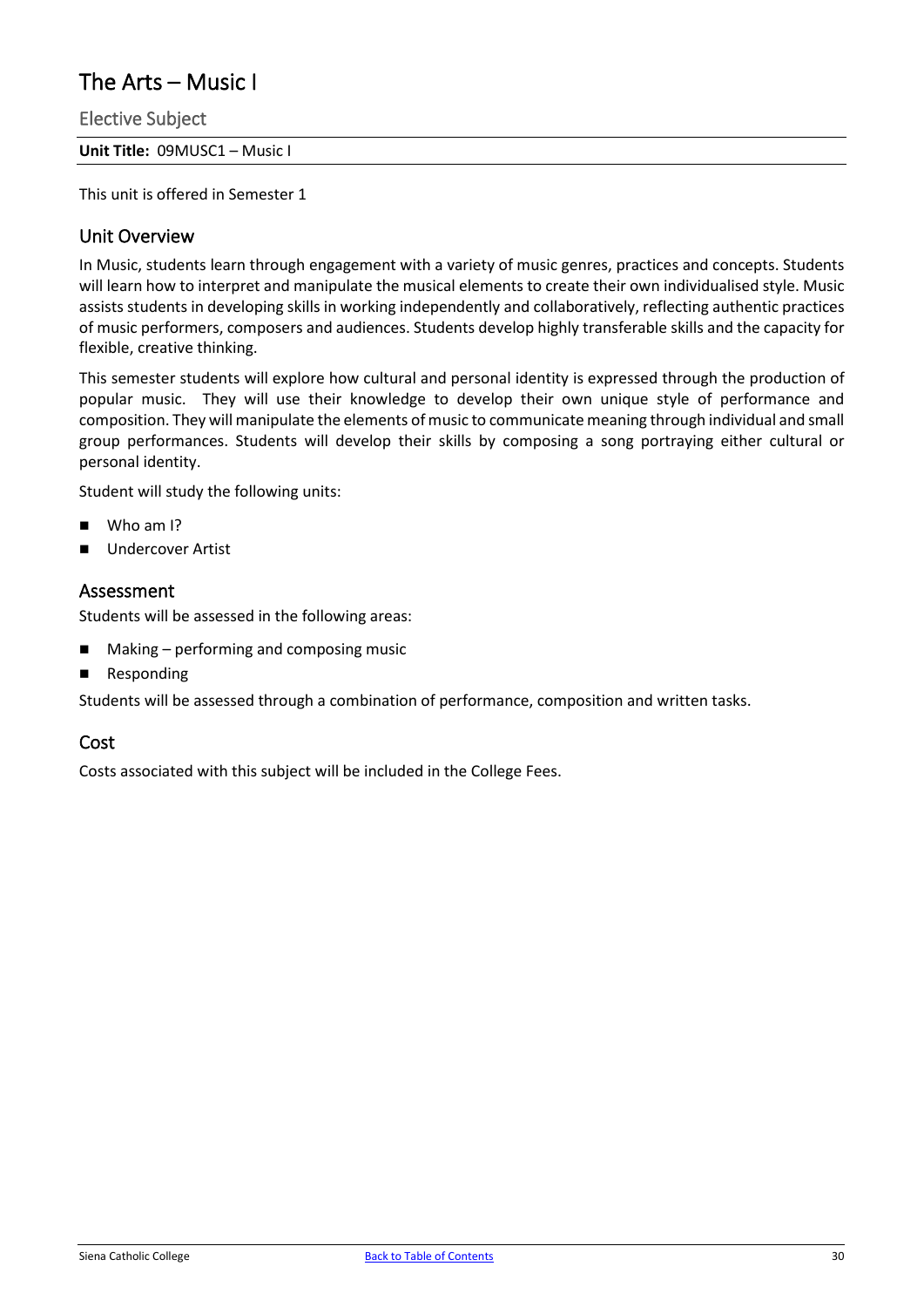# The Arts – Music I

## Elective Subject

**Unit Title:** 09MUSC1 – Music I

This unit is offered in Semester 1

## Unit Overview

In Music, students learn through engagement with a variety of music genres, practices and concepts. Students will learn how to interpret and manipulate the musical elements to create their own individualised style. Music assists students in developing skills in working independently and collaboratively, reflecting authentic practices of music performers, composers and audiences. Students develop highly transferable skills and the capacity for flexible, creative thinking.

This semester students will explore how cultural and personal identity is expressed through the production of popular music. They will use their knowledge to develop their own unique style of performance and composition. They will manipulate the elements of music to communicate meaning through individual and small group performances. Students will develop their skills by composing a song portraying either cultural or personal identity.

Student will study the following units:

- Who am I?
- Undercover Artist

## Assessment

Students will be assessed in the following areas:

- Making – performing and composing music
- Responding

Students will be assessed through a combination of performance, composition and written tasks.

## Cost

Costs associated with this subject will be included in the College Fees.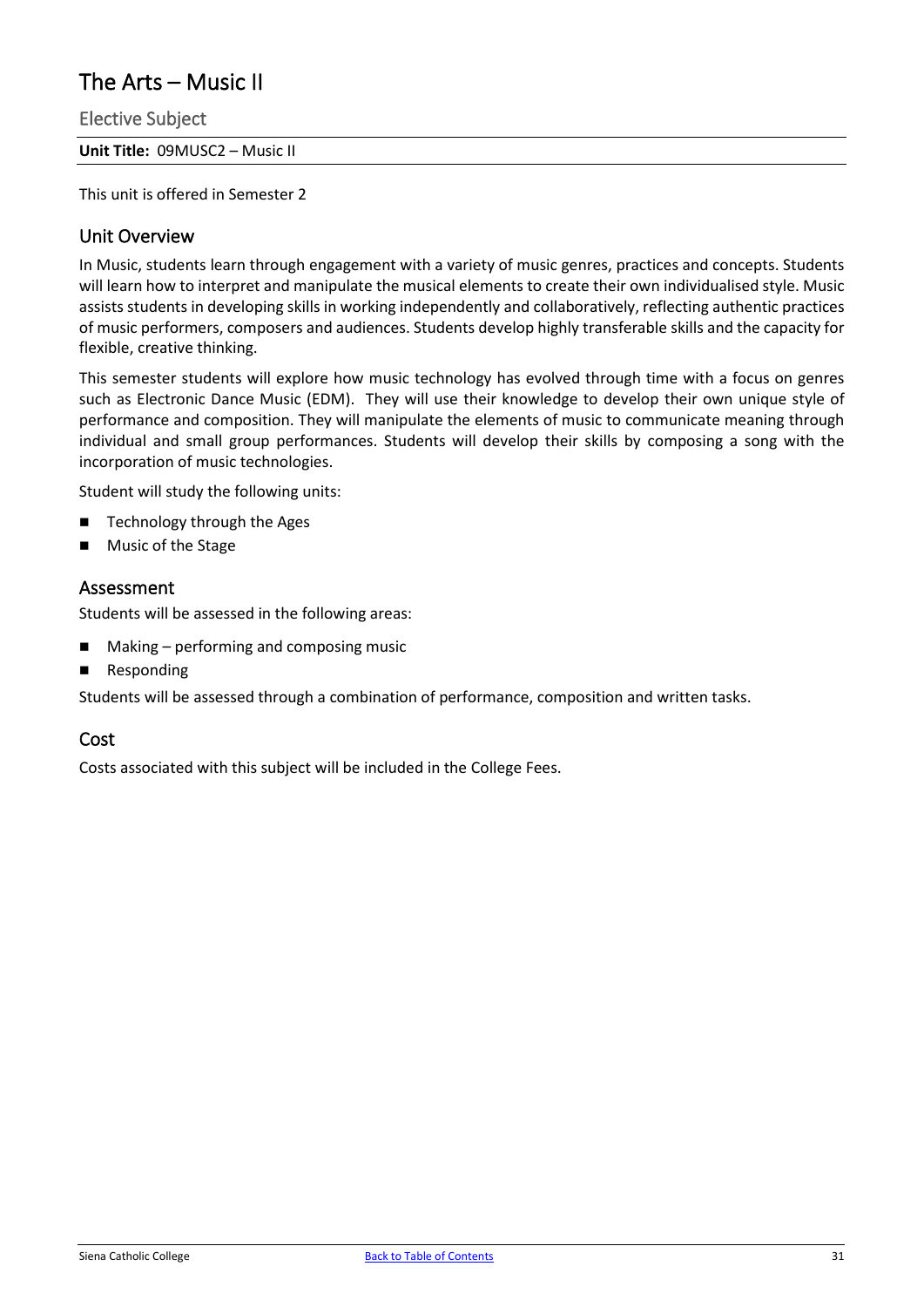# The Arts – Music II

## Elective Subject

**Unit Title:** 09MUSC2 – Music II

This unit is offered in Semester 2

### Unit Overview

In Music, students learn through engagement with a variety of music genres, practices and concepts. Students will learn how to interpret and manipulate the musical elements to create their own individualised style. Music assists students in developing skills in working independently and collaboratively, reflecting authentic practices of music performers, composers and audiences. Students develop highly transferable skills and the capacity for flexible, creative thinking.

This semester students will explore how music technology has evolved through time with a focus on genres such as Electronic Dance Music (EDM). They will use their knowledge to develop their own unique style of performance and composition. They will manipulate the elements of music to communicate meaning through individual and small group performances. Students will develop their skills by composing a song with the incorporation of music technologies.

Student will study the following units:

- Technology through the Ages
- Music of the Stage

### Assessment

Students will be assessed in the following areas:

- Making – performing and composing music
- Responding

Students will be assessed through a combination of performance, composition and written tasks.

### Cost

Costs associated with this subject will be included in the College Fees.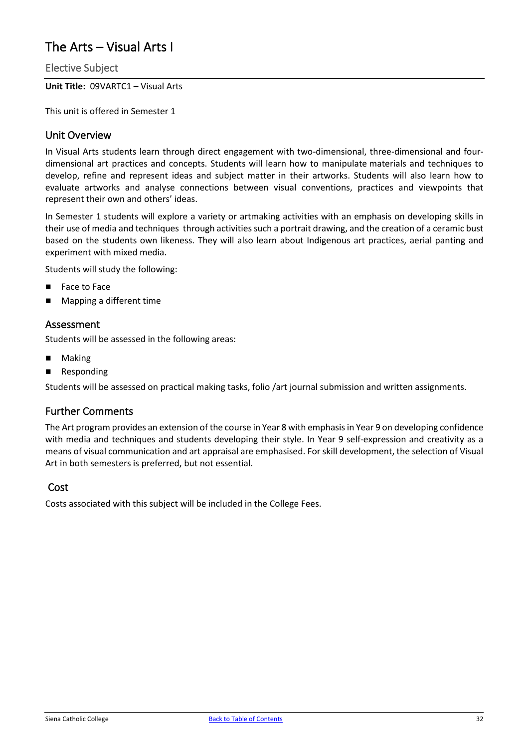# The Arts – Visual Arts I

## Elective Subject

**Unit Title:** 09VARTC1 – Visual Arts

This unit is offered in Semester 1

## Unit Overview

In Visual Arts students learn through direct engagement with two-dimensional, three-dimensional and four-dimensional art practices and concepts. Students will learn how to manipulate materials and techniques to develop, refine and represent ideas and subject matter in their artworks. Students will also learn how to evaluate artworks and analyse connections between visual conventions, practices and viewpoints that represent their own and others' ideas.

In Semester 1 students will explore a variety or artmaking activities with an emphasis on developing skills in their use of media and techniques through activities such a portrait drawing, and the creation of a ceramic bust based on the students own likeness. They will also learn about Indigenous art practices, aerial panting and experiment with mixed media.

Students will study the following:

- Face to Face
- Mapping a different time

## Assessment

Students will be assessed in the following areas:

- Making
- Responding

Students will be assessed on practical making tasks, folio /art journal submission and written assignments.

## Further Comments

The Art program provides an extension of the course in Year 8 with emphasis in Year 9 on developing confidence with media and techniques and students developing their style. In Year 9 self-expression and creativity as a means of visual communication and art appraisal are emphasised. For skill development, the selection of Visual Art in both semesters is preferred, but not essential.

## Cost

Costs associated with this subject will be included in the College Fees.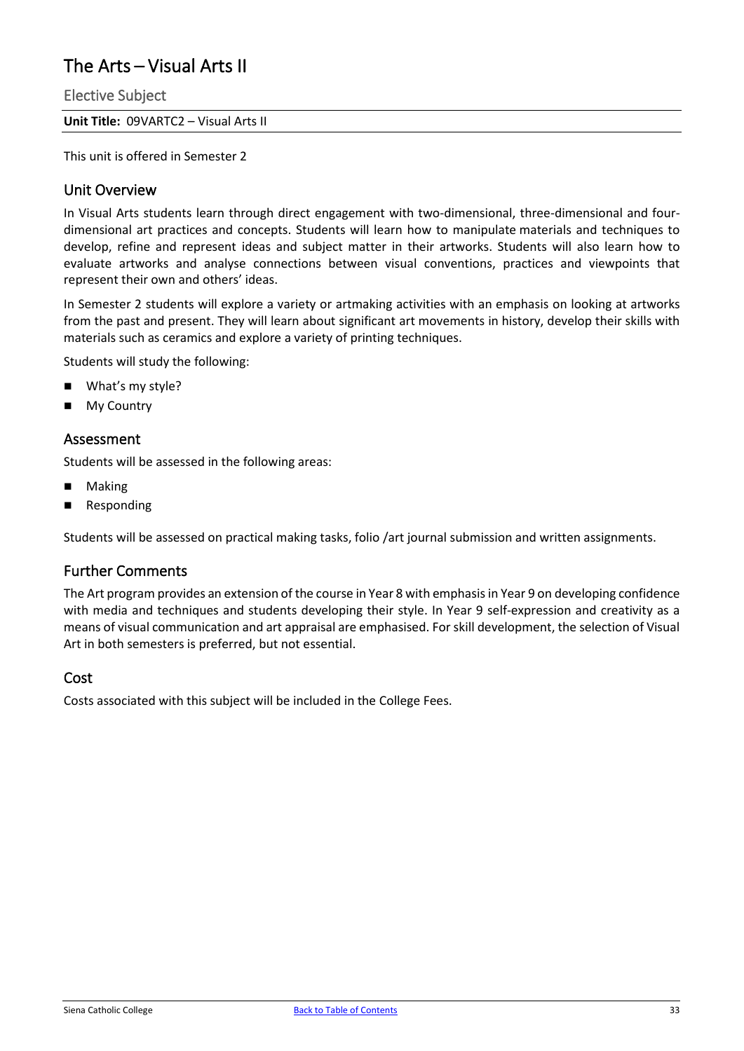# The Arts – Visual Arts II

## Elective Subject

**Unit Title:** 09VARTC2 – Visual Arts II

This unit is offered in Semester 2

### Unit Overview

In Visual Arts students learn through direct engagement with two-dimensional, three-dimensional and four-dimensional art practices and concepts. Students will learn how to manipulate materials and techniques to develop, refine and represent ideas and subject matter in their artworks. Students will also learn how to evaluate artworks and analyse connections between visual conventions, practices and viewpoints that represent their own and others' ideas.

In Semester 2 students will explore a variety or artmaking activities with an emphasis on looking at artworks from the past and present. They will learn about significant art movements in history, develop their skills with materials such as ceramics and explore a variety of printing techniques.

Students will study the following:

- What's my style?
- My Country

### Assessment

Students will be assessed in the following areas:

- Making
- Responding

Students will be assessed on practical making tasks, folio /art journal submission and written assignments.

### Further Comments

The Art program provides an extension of the course in Year 8 with emphasis in Year 9 on developing confidence with media and techniques and students developing their style. In Year 9 self-expression and creativity as a means of visual communication and art appraisal are emphasised. For skill development, the selection of Visual Art in both semesters is preferred, but not essential.

### Cost

Costs associated with this subject will be included in the College Fees.